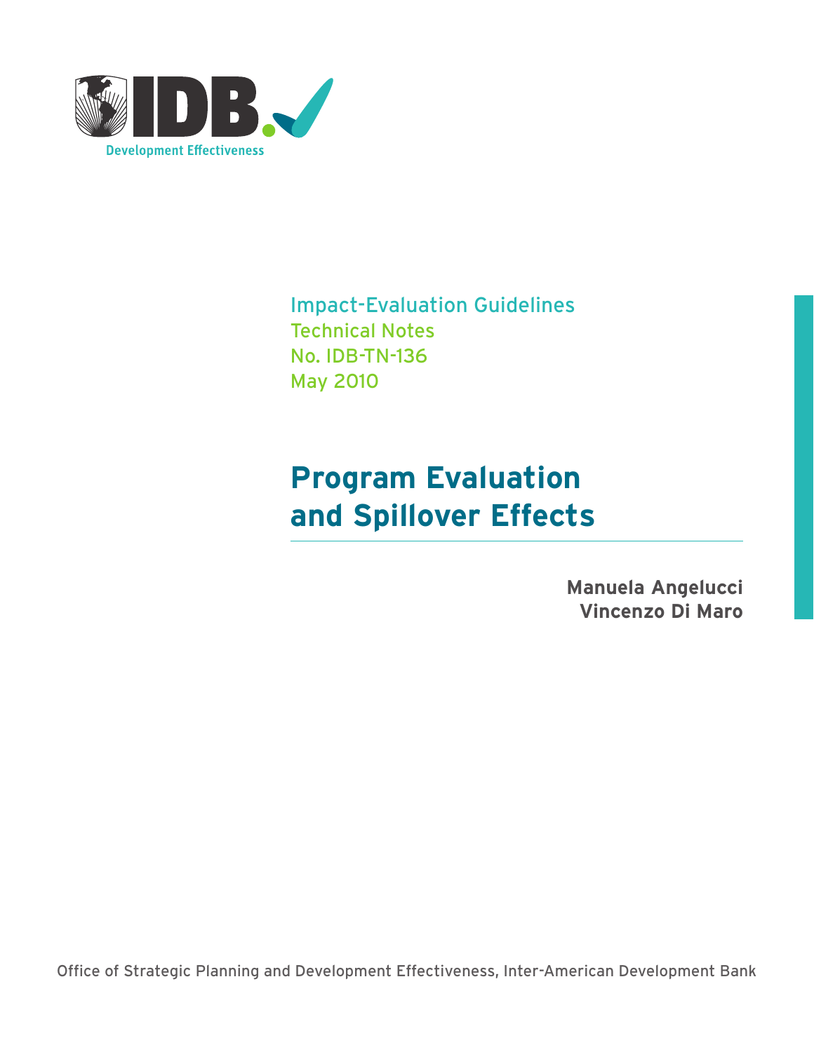IDB Development Effectiveness

Impact-Evaluation Guidelines
Technical Notes
No. IDB-TN-136
May 2010

# Program Evaluation and Spillover Effects

**Manuela Angelucci**
**Vincenzo Di Maro**

Office of Strategic Planning and Development Effectiveness, Inter-American Development Bank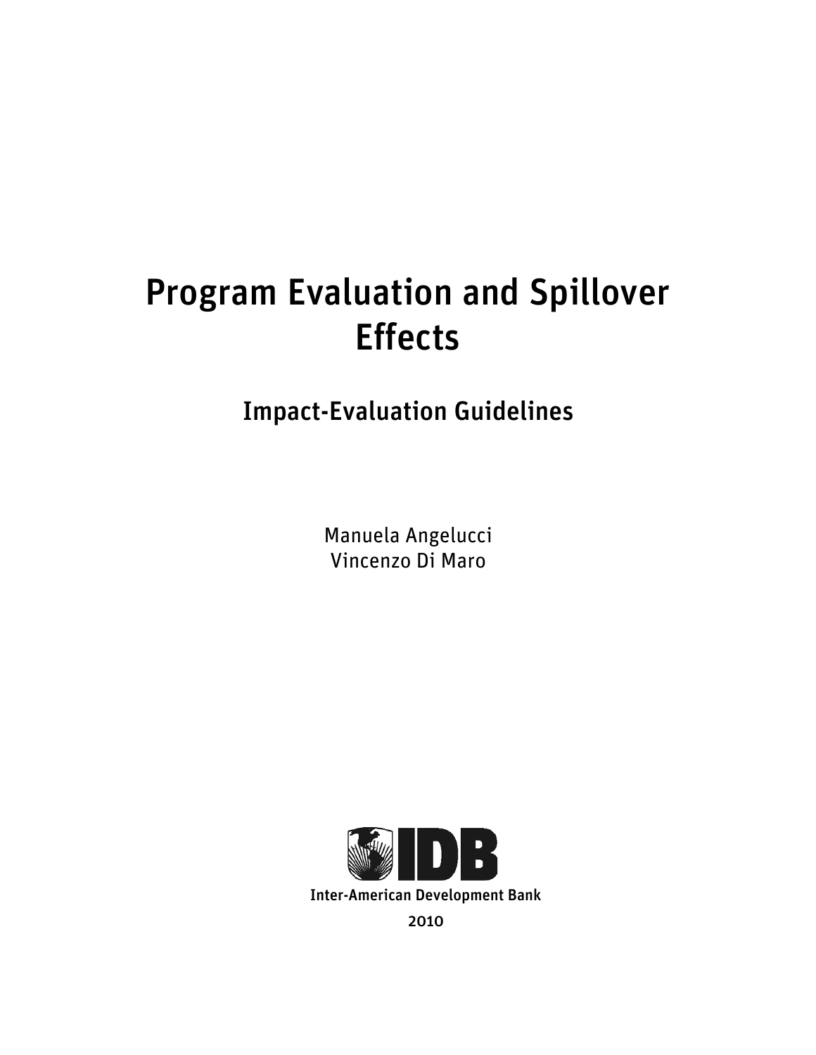# Program Evaluation and Spillover Effects

## Impact-Evaluation Guidelines

Manuela Angelucci
Vincenzo Di Maro

Inter-American Development Bank

2010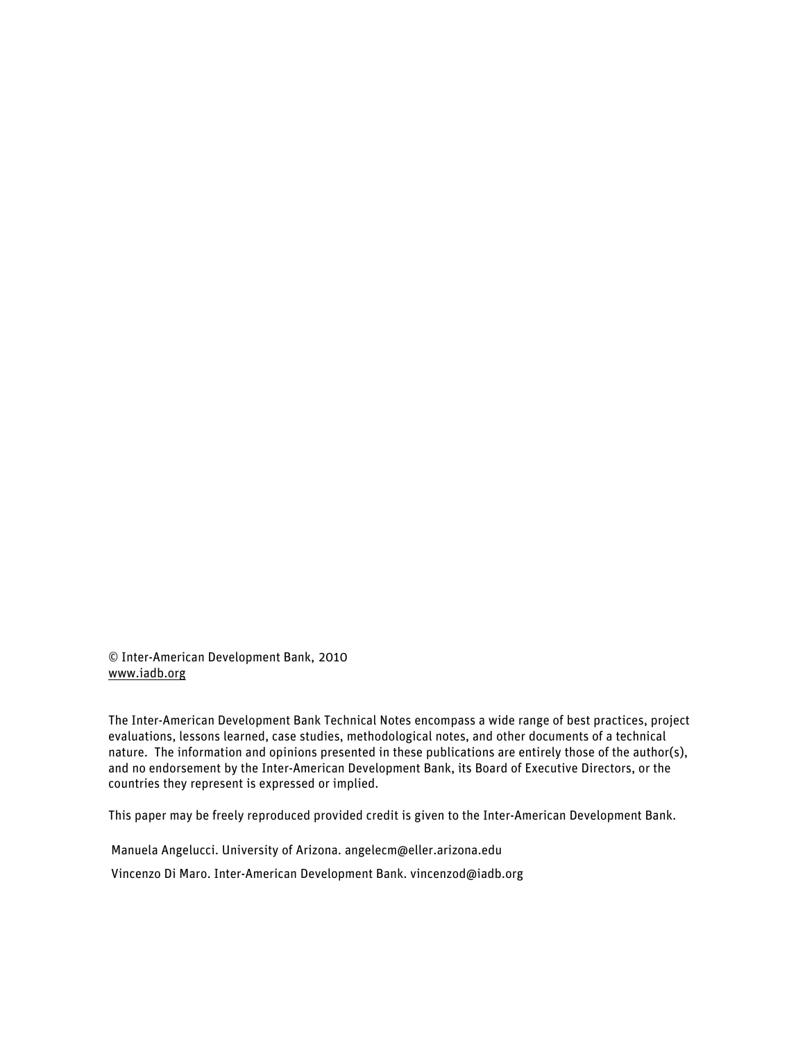© Inter-American Development Bank, 2010
www.iadb.org

The Inter-American Development Bank Technical Notes encompass a wide range of best practices, project evaluations, lessons learned, case studies, methodological notes, and other documents of a technical nature. The information and opinions presented in these publications are entirely those of the author(s), and no endorsement by the Inter-American Development Bank, its Board of Executive Directors, or the countries they represent is expressed or implied.

This paper may be freely reproduced provided credit is given to the Inter-American Development Bank.

Manuela Angelucci. University of Arizona. angelecm@eller.arizona.edu

Vincenzo Di Maro. Inter-American Development Bank. vincenzod@iadb.org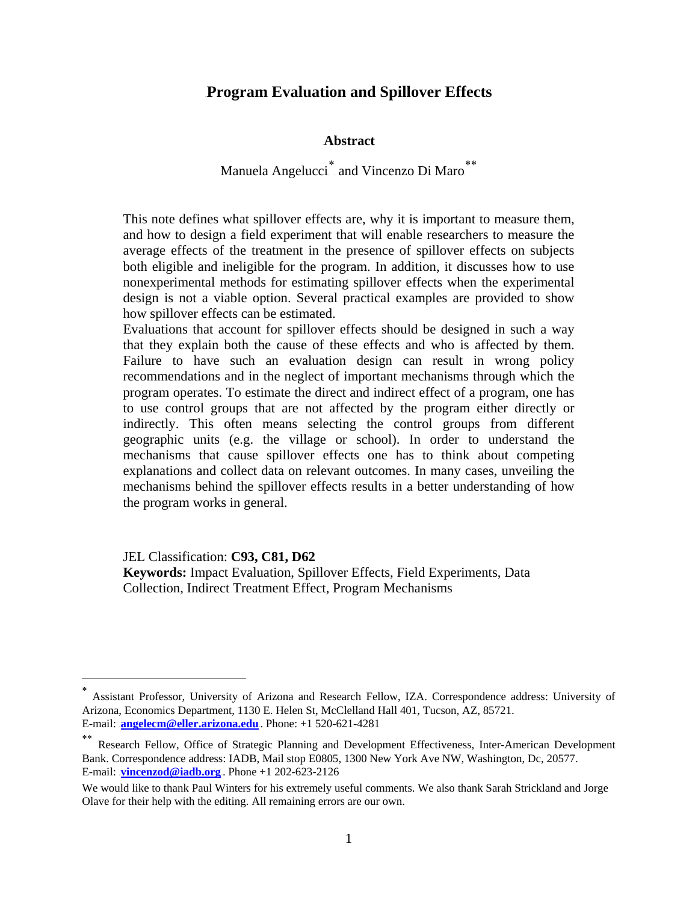# Program Evaluation and Spillover Effects

**Abstract**

Manuela Angelucci[*] and Vincenzo Di Maro[**]

This note defines what spillover effects are, why it is important to measure them, and how to design a field experiment that will enable researchers to measure the average effects of the treatment in the presence of spillover effects on subjects both eligible and ineligible for the program. In addition, it discusses how to use nonexperimental methods for estimating spillover effects when the experimental design is not a viable option. Several practical examples are provided to show how spillover effects can be estimated.

Evaluations that account for spillover effects should be designed in such a way that they explain both the cause of these effects and who is affected by them. Failure to have such an evaluation design can result in wrong policy recommendations and in the neglect of important mechanisms through which the program operates. To estimate the direct and indirect effect of a program, one has to use control groups that are not affected by the program either directly or indirectly. This often means selecting the control groups from different geographic units (e.g. the village or school). In order to understand the mechanisms that cause spillover effects one has to think about competing explanations and collect data on relevant outcomes. In many cases, unveiling the mechanisms behind the spillover effects results in a better understanding of how the program works in general.

JEL Classification: **C93, C81, D62**

**Keywords:** Impact Evaluation, Spillover Effects, Field Experiments, Data Collection, Indirect Treatment Effect, Program Mechanisms

---

[*] Assistant Professor, University of Arizona and Research Fellow, IZA. Correspondence address: University of Arizona, Economics Department, 1130 E. Helen St, McClelland Hall 401, Tucson, AZ, 85721. E-mail: **angelecm@eller.arizona.edu**. Phone: +1 520-621-4281

[**] Research Fellow, Office of Strategic Planning and Development Effectiveness, Inter-American Development Bank. Correspondence address: IADB, Mail stop E0805, 1300 New York Ave NW, Washington, Dc, 20577. E-mail: **vincenzod@iadb.org**. Phone +1 202-623-2126

We would like to thank Paul Winters for his extremely useful comments. We also thank Sarah Strickland and Jorge Olave for their help with the editing. All remaining errors are our own.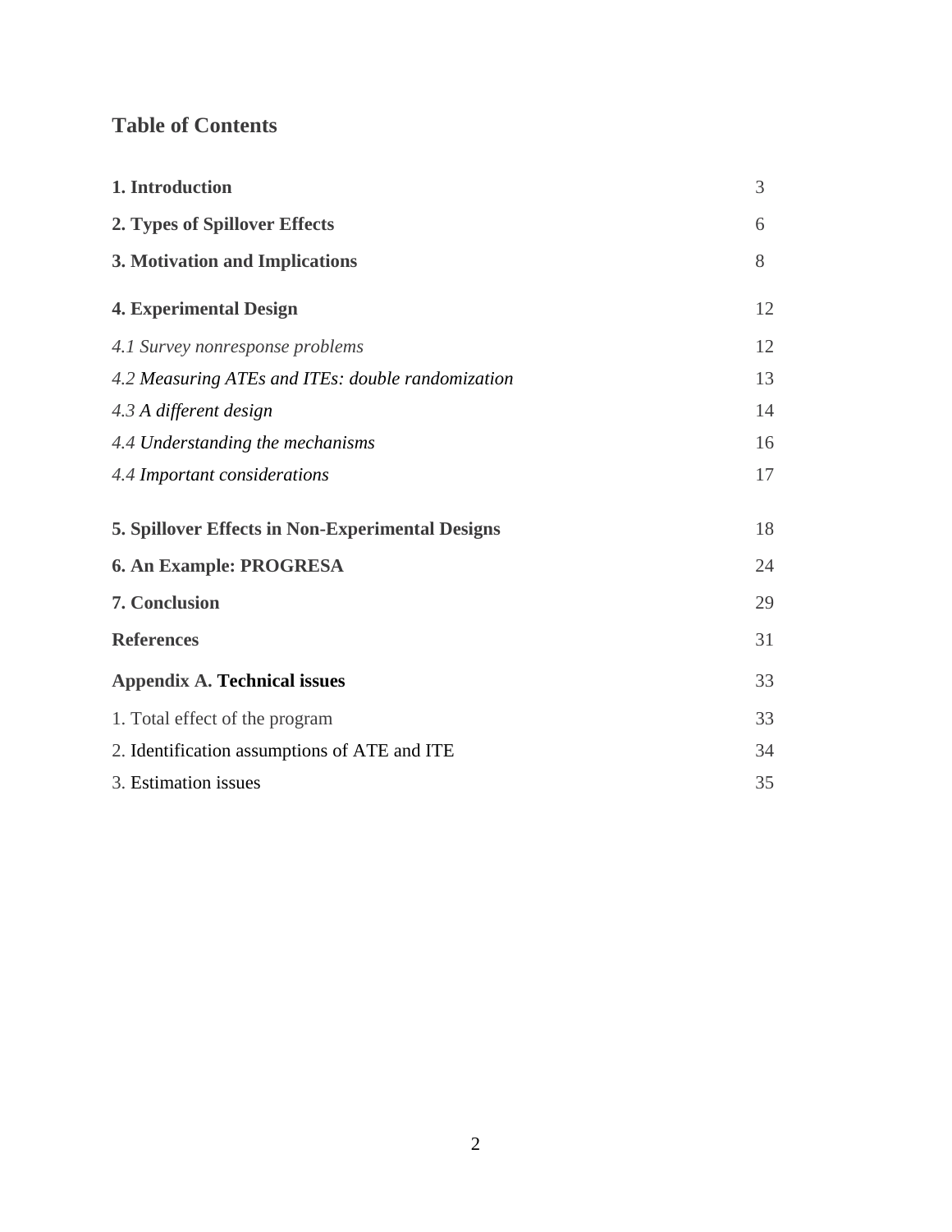## Table of Contents

| | |
|---|---|
| **1. Introduction** | 3 |
| **2. Types of Spillover Effects** | 6 |
| **3. Motivation and Implications** | 8 |
| **4. Experimental Design** | 12 |
| *4.1 Survey nonresponse problems* | 12 |
| *4.2 Measuring ATEs and ITEs: double randomization* | 13 |
| *4.3 A different design* | 14 |
| *4.4 Understanding the mechanisms* | 16 |
| *4.4 Important considerations* | 17 |
| **5. Spillover Effects in Non-Experimental Designs** | 18 |
| **6. An Example: PROGRESA** | 24 |
| **7. Conclusion** | 29 |
| **References** | 31 |
| **Appendix A. Technical issues** | 33 |
| 1. Total effect of the program | 33 |
| 2. Identification assumptions of ATE and ITE | 34 |
| 3. Estimation issues | 35 |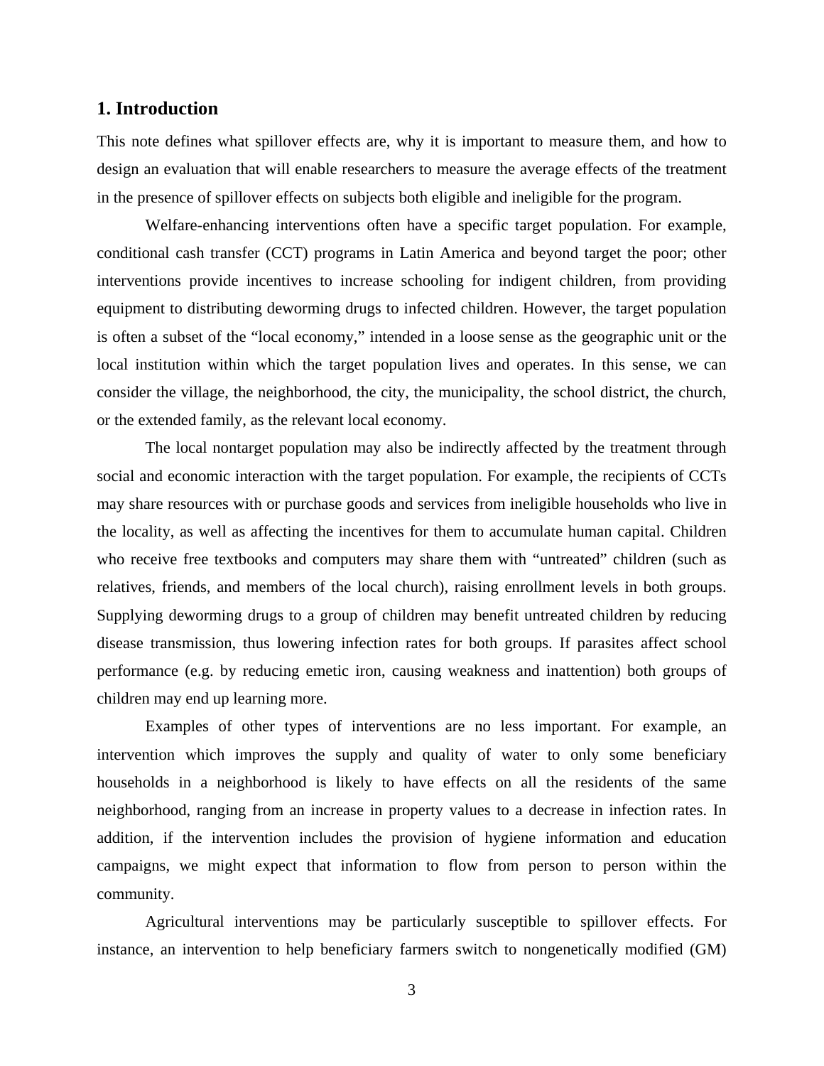## 1. Introduction

This note defines what spillover effects are, why it is important to measure them, and how to design an evaluation that will enable researchers to measure the average effects of the treatment in the presence of spillover effects on subjects both eligible and ineligible for the program.

Welfare-enhancing interventions often have a specific target population. For example, conditional cash transfer (CCT) programs in Latin America and beyond target the poor; other interventions provide incentives to increase schooling for indigent children, from providing equipment to distributing deworming drugs to infected children. However, the target population is often a subset of the "local economy," intended in a loose sense as the geographic unit or the local institution within which the target population lives and operates. In this sense, we can consider the village, the neighborhood, the city, the municipality, the school district, the church, or the extended family, as the relevant local economy.

The local nontarget population may also be indirectly affected by the treatment through social and economic interaction with the target population. For example, the recipients of CCTs may share resources with or purchase goods and services from ineligible households who live in the locality, as well as affecting the incentives for them to accumulate human capital. Children who receive free textbooks and computers may share them with "untreated" children (such as relatives, friends, and members of the local church), raising enrollment levels in both groups. Supplying deworming drugs to a group of children may benefit untreated children by reducing disease transmission, thus lowering infection rates for both groups. If parasites affect school performance (e.g. by reducing emetic iron, causing weakness and inattention) both groups of children may end up learning more.

Examples of other types of interventions are no less important. For example, an intervention which improves the supply and quality of water to only some beneficiary households in a neighborhood is likely to have effects on all the residents of the same neighborhood, ranging from an increase in property values to a decrease in infection rates. In addition, if the intervention includes the provision of hygiene information and education campaigns, we might expect that information to flow from person to person within the community.

Agricultural interventions may be particularly susceptible to spillover effects. For instance, an intervention to help beneficiary farmers switch to nongenetically modified (GM)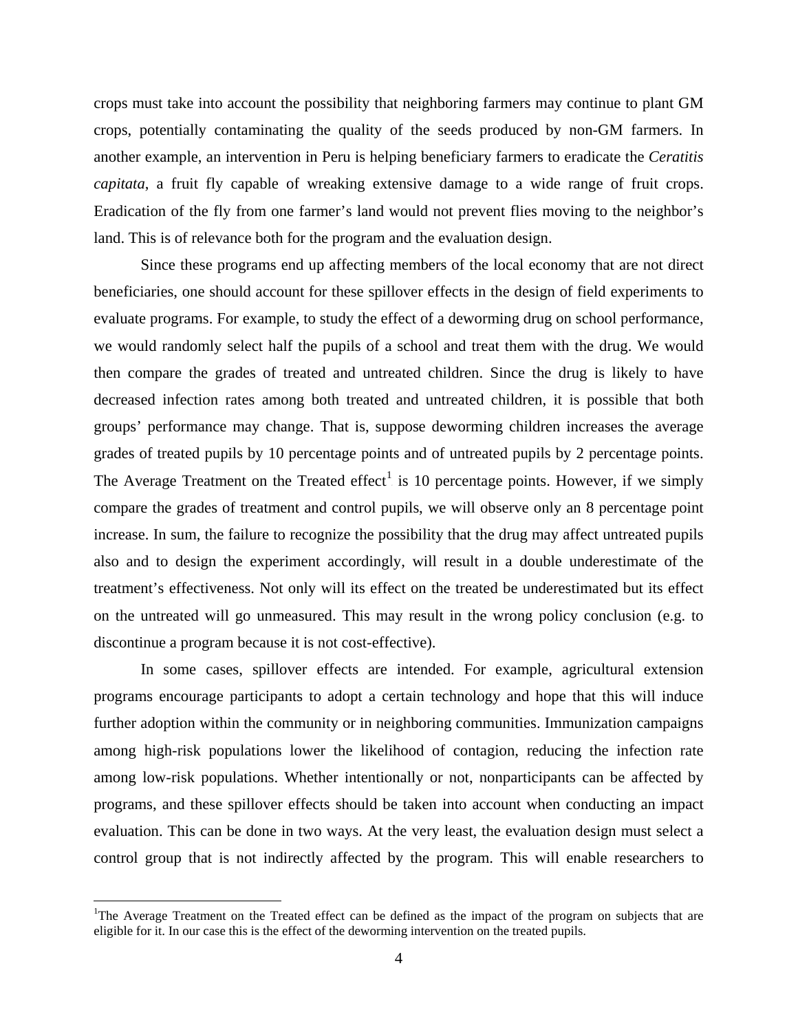crops must take into account the possibility that neighboring farmers may continue to plant GM crops, potentially contaminating the quality of the seeds produced by non-GM farmers. In another example, an intervention in Peru is helping beneficiary farmers to eradicate the *Ceratitis capitata*, a fruit fly capable of wreaking extensive damage to a wide range of fruit crops. Eradication of the fly from one farmer's land would not prevent flies moving to the neighbor's land. This is of relevance both for the program and the evaluation design.

Since these programs end up affecting members of the local economy that are not direct beneficiaries, one should account for these spillover effects in the design of field experiments to evaluate programs. For example, to study the effect of a deworming drug on school performance, we would randomly select half the pupils of a school and treat them with the drug. We would then compare the grades of treated and untreated children. Since the drug is likely to have decreased infection rates among both treated and untreated children, it is possible that both groups' performance may change. That is, suppose deworming children increases the average grades of treated pupils by 10 percentage points and of untreated pupils by 2 percentage points. The Average Treatment on the Treated effect[1] is 10 percentage points. However, if we simply compare the grades of treatment and control pupils, we will observe only an 8 percentage point increase. In sum, the failure to recognize the possibility that the drug may affect untreated pupils also and to design the experiment accordingly, will result in a double underestimate of the treatment's effectiveness. Not only will its effect on the treated be underestimated but its effect on the untreated will go unmeasured. This may result in the wrong policy conclusion (e.g. to discontinue a program because it is not cost-effective).

In some cases, spillover effects are intended. For example, agricultural extension programs encourage participants to adopt a certain technology and hope that this will induce further adoption within the community or in neighboring communities. Immunization campaigns among high-risk populations lower the likelihood of contagion, reducing the infection rate among low-risk populations. Whether intentionally or not, nonparticipants can be affected by programs, and these spillover effects should be taken into account when conducting an impact evaluation. This can be done in two ways. At the very least, the evaluation design must select a control group that is not indirectly affected by the program. This will enable researchers to

[1] The Average Treatment on the Treated effect can be defined as the impact of the program on subjects that are eligible for it. In our case this is the effect of the deworming intervention on the treated pupils.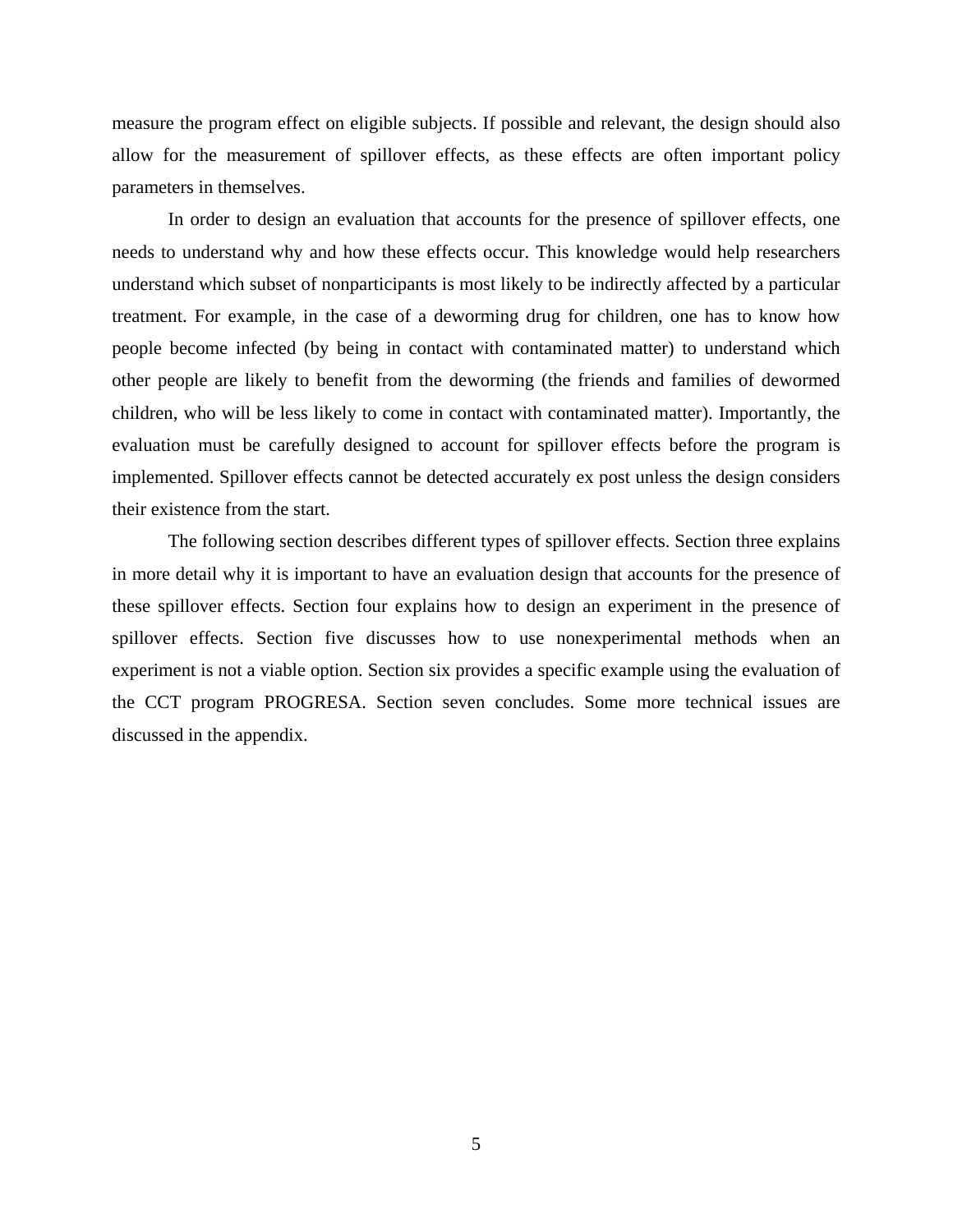measure the program effect on eligible subjects. If possible and relevant, the design should also allow for the measurement of spillover effects, as these effects are often important policy parameters in themselves.

In order to design an evaluation that accounts for the presence of spillover effects, one needs to understand why and how these effects occur. This knowledge would help researchers understand which subset of nonparticipants is most likely to be indirectly affected by a particular treatment. For example, in the case of a deworming drug for children, one has to know how people become infected (by being in contact with contaminated matter) to understand which other people are likely to benefit from the deworming (the friends and families of dewormed children, who will be less likely to come in contact with contaminated matter). Importantly, the evaluation must be carefully designed to account for spillover effects before the program is implemented. Spillover effects cannot be detected accurately ex post unless the design considers their existence from the start.

The following section describes different types of spillover effects. Section three explains in more detail why it is important to have an evaluation design that accounts for the presence of these spillover effects. Section four explains how to design an experiment in the presence of spillover effects. Section five discusses how to use nonexperimental methods when an experiment is not a viable option. Section six provides a specific example using the evaluation of the CCT program PROGRESA. Section seven concludes. Some more technical issues are discussed in the appendix.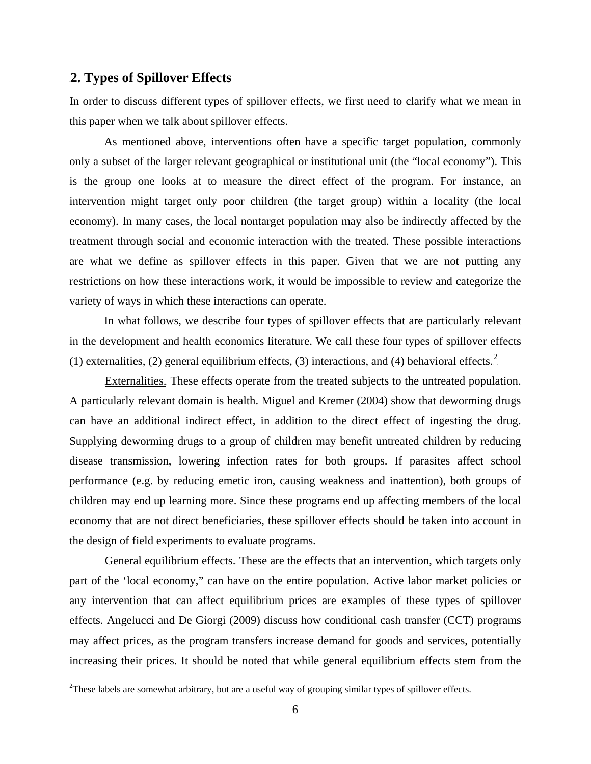## 2. Types of Spillover Effects

In order to discuss different types of spillover effects, we first need to clarify what we mean in this paper when we talk about spillover effects.

As mentioned above, interventions often have a specific target population, commonly only a subset of the larger relevant geographical or institutional unit (the "local economy"). This is the group one looks at to measure the direct effect of the program. For instance, an intervention might target only poor children (the target group) within a locality (the local economy). In many cases, the local nontarget population may also be indirectly affected by the treatment through social and economic interaction with the treated. These possible interactions are what we define as spillover effects in this paper. Given that we are not putting any restrictions on how these interactions work, it would be impossible to review and categorize the variety of ways in which these interactions can operate.

In what follows, we describe four types of spillover effects that are particularly relevant in the development and health economics literature. We call these four types of spillover effects (1) externalities, (2) general equilibrium effects, (3) interactions, and (4) behavioral effects.[2]

Externalities. These effects operate from the treated subjects to the untreated population. A particularly relevant domain is health. Miguel and Kremer (2004) show that deworming drugs can have an additional indirect effect, in addition to the direct effect of ingesting the drug. Supplying deworming drugs to a group of children may benefit untreated children by reducing disease transmission, lowering infection rates for both groups. If parasites affect school performance (e.g. by reducing emetic iron, causing weakness and inattention), both groups of children may end up learning more. Since these programs end up affecting members of the local economy that are not direct beneficiaries, these spillover effects should be taken into account in the design of field experiments to evaluate programs.

General equilibrium effects. These are the effects that an intervention, which targets only part of the 'local economy," can have on the entire population. Active labor market policies or any intervention that can affect equilibrium prices are examples of these types of spillover effects. Angelucci and De Giorgi (2009) discuss how conditional cash transfer (CCT) programs may affect prices, as the program transfers increase demand for goods and services, potentially increasing their prices. It should be noted that while general equilibrium effects stem from the

[2]These labels are somewhat arbitrary, but are a useful way of grouping similar types of spillover effects.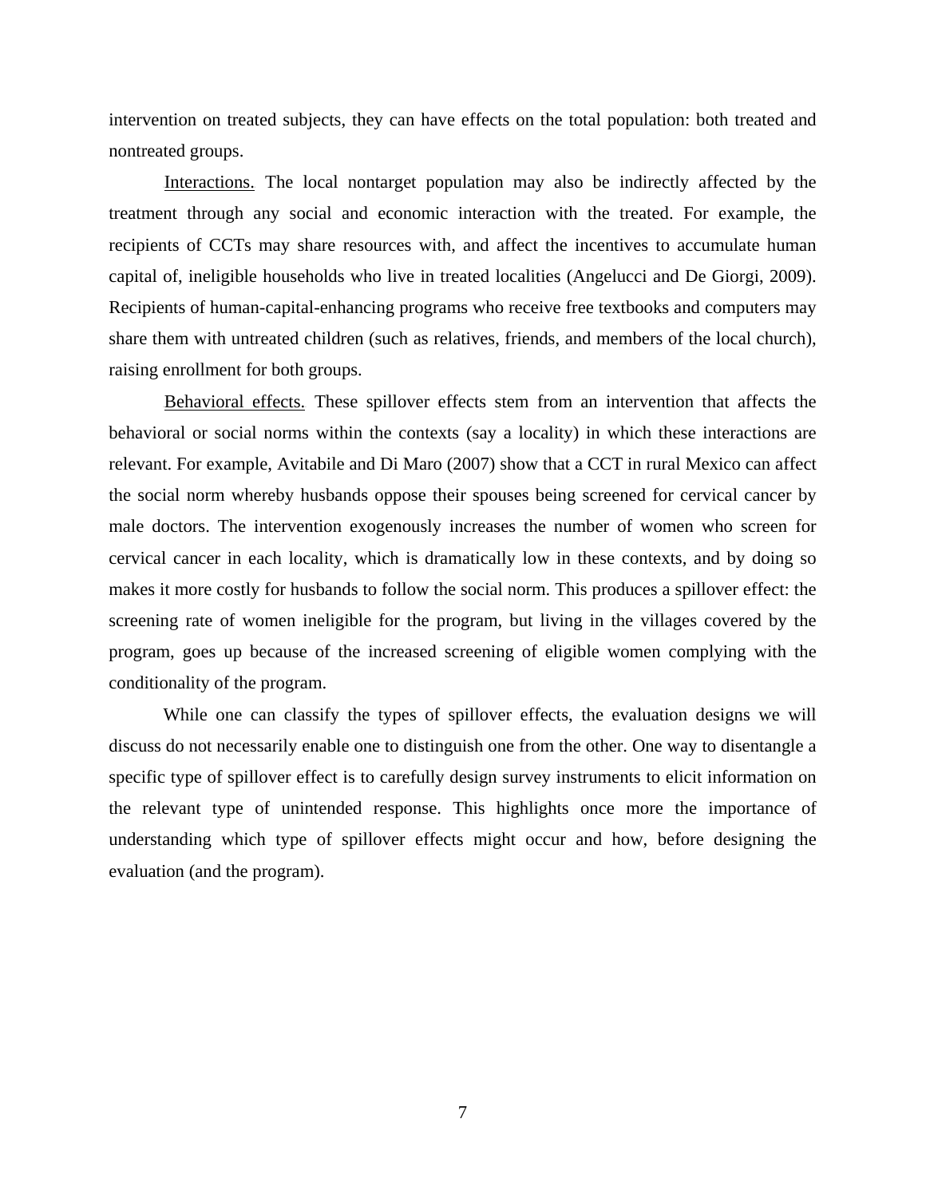intervention on treated subjects, they can have effects on the total population: both treated and nontreated groups.

Interactions. The local nontarget population may also be indirectly affected by the treatment through any social and economic interaction with the treated. For example, the recipients of CCTs may share resources with, and affect the incentives to accumulate human capital of, ineligible households who live in treated localities (Angelucci and De Giorgi, 2009). Recipients of human-capital-enhancing programs who receive free textbooks and computers may share them with untreated children (such as relatives, friends, and members of the local church), raising enrollment for both groups.

Behavioral effects. These spillover effects stem from an intervention that affects the behavioral or social norms within the contexts (say a locality) in which these interactions are relevant. For example, Avitabile and Di Maro (2007) show that a CCT in rural Mexico can affect the social norm whereby husbands oppose their spouses being screened for cervical cancer by male doctors. The intervention exogenously increases the number of women who screen for cervical cancer in each locality, which is dramatically low in these contexts, and by doing so makes it more costly for husbands to follow the social norm. This produces a spillover effect: the screening rate of women ineligible for the program, but living in the villages covered by the program, goes up because of the increased screening of eligible women complying with the conditionality of the program.

While one can classify the types of spillover effects, the evaluation designs we will discuss do not necessarily enable one to distinguish one from the other. One way to disentangle a specific type of spillover effect is to carefully design survey instruments to elicit information on the relevant type of unintended response. This highlights once more the importance of understanding which type of spillover effects might occur and how, before designing the evaluation (and the program).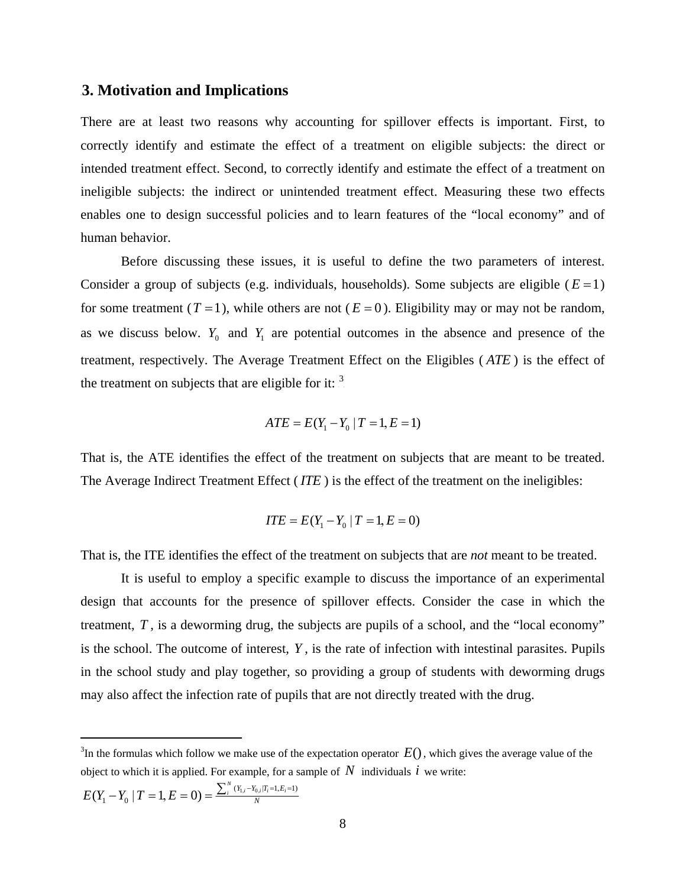## 3. Motivation and Implications

There are at least two reasons why accounting for spillover effects is important. First, to correctly identify and estimate the effect of a treatment on eligible subjects: the direct or intended treatment effect. Second, to correctly identify and estimate the effect of a treatment on ineligible subjects: the indirect or unintended treatment effect. Measuring these two effects enables one to design successful policies and to learn features of the "local economy" and of human behavior.

Before discussing these issues, it is useful to define the two parameters of interest. Consider a group of subjects (e.g. individuals, households). Some subjects are eligible ($E = 1$) for some treatment ($T = 1$), while others are not ($E = 0$). Eligibility may or may not be random, as we discuss below. $Y_0$ and $Y_1$ are potential outcomes in the absence and presence of the treatment, respectively. The Average Treatment Effect on the Eligibles ($ATE$) is the effect of the treatment on subjects that are eligible for it: [3]

$$ATE = E(Y_1 - Y_0 \mid T = 1, E = 1)$$

That is, the ATE identifies the effect of the treatment on subjects that are meant to be treated. The Average Indirect Treatment Effect ($ITE$) is the effect of the treatment on the ineligibles:

$$ITE = E(Y_1 - Y_0 \mid T = 1, E = 0)$$

That is, the ITE identifies the effect of the treatment on subjects that are *not* meant to be treated.

It is useful to employ a specific example to discuss the importance of an experimental design that accounts for the presence of spillover effects. Consider the case in which the treatment, $T$, is a deworming drug, the subjects are pupils of a school, and the "local economy" is the school. The outcome of interest, $Y$, is the rate of infection with intestinal parasites. Pupils in the school study and play together, so providing a group of students with deworming drugs may also affect the infection rate of pupils that are not directly treated with the drug.

---

[3] In the formulas which follow we make use of the expectation operator $E()$, which gives the average value of the object to which it is applied. For example, for a sample of $N$ individuals $i$ we write:

$$E(Y_1 - Y_0 \mid T = 1, E = 0) = \frac{\sum_i^N (Y_{1,i} - Y_{0,i} \mid T_i = 1, E_i = 1)}{N}$$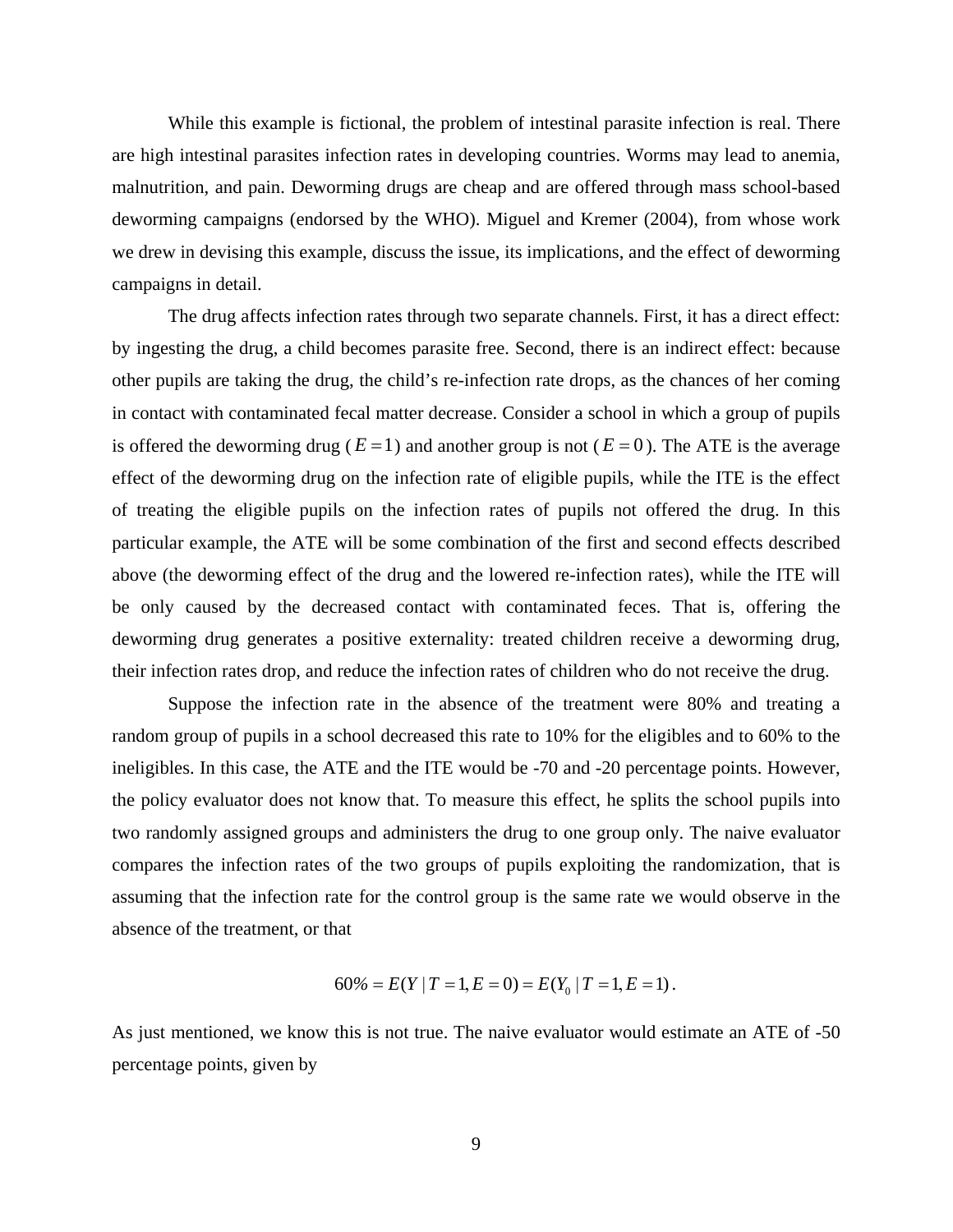While this example is fictional, the problem of intestinal parasite infection is real. There are high intestinal parasites infection rates in developing countries. Worms may lead to anemia, malnutrition, and pain. Deworming drugs are cheap and are offered through mass school-based deworming campaigns (endorsed by the WHO). Miguel and Kremer (2004), from whose work we drew in devising this example, discuss the issue, its implications, and the effect of deworming campaigns in detail.

The drug affects infection rates through two separate channels. First, it has a direct effect: by ingesting the drug, a child becomes parasite free. Second, there is an indirect effect: because other pupils are taking the drug, the child's re-infection rate drops, as the chances of her coming in contact with contaminated fecal matter decrease. Consider a school in which a group of pupils is offered the deworming drug ($E = 1$) and another group is not ($E = 0$). The ATE is the average effect of the deworming drug on the infection rate of eligible pupils, while the ITE is the effect of treating the eligible pupils on the infection rates of pupils not offered the drug. In this particular example, the ATE will be some combination of the first and second effects described above (the deworming effect of the drug and the lowered re-infection rates), while the ITE will be only caused by the decreased contact with contaminated feces. That is, offering the deworming drug generates a positive externality: treated children receive a deworming drug, their infection rates drop, and reduce the infection rates of children who do not receive the drug.

Suppose the infection rate in the absence of the treatment were 80% and treating a random group of pupils in a school decreased this rate to 10% for the eligibles and to 60% to the ineligibles. In this case, the ATE and the ITE would be -70 and -20 percentage points. However, the policy evaluator does not know that. To measure this effect, he splits the school pupils into two randomly assigned groups and administers the drug to one group only. The naive evaluator compares the infection rates of the two groups of pupils exploiting the randomization, that is assuming that the infection rate for the control group is the same rate we would observe in the absence of the treatment, or that

$$60\% = E(Y \mid T = 1, E = 0) = E(Y_0 \mid T = 1, E = 1).$$

As just mentioned, we know this is not true. The naive evaluator would estimate an ATE of -50 percentage points, given by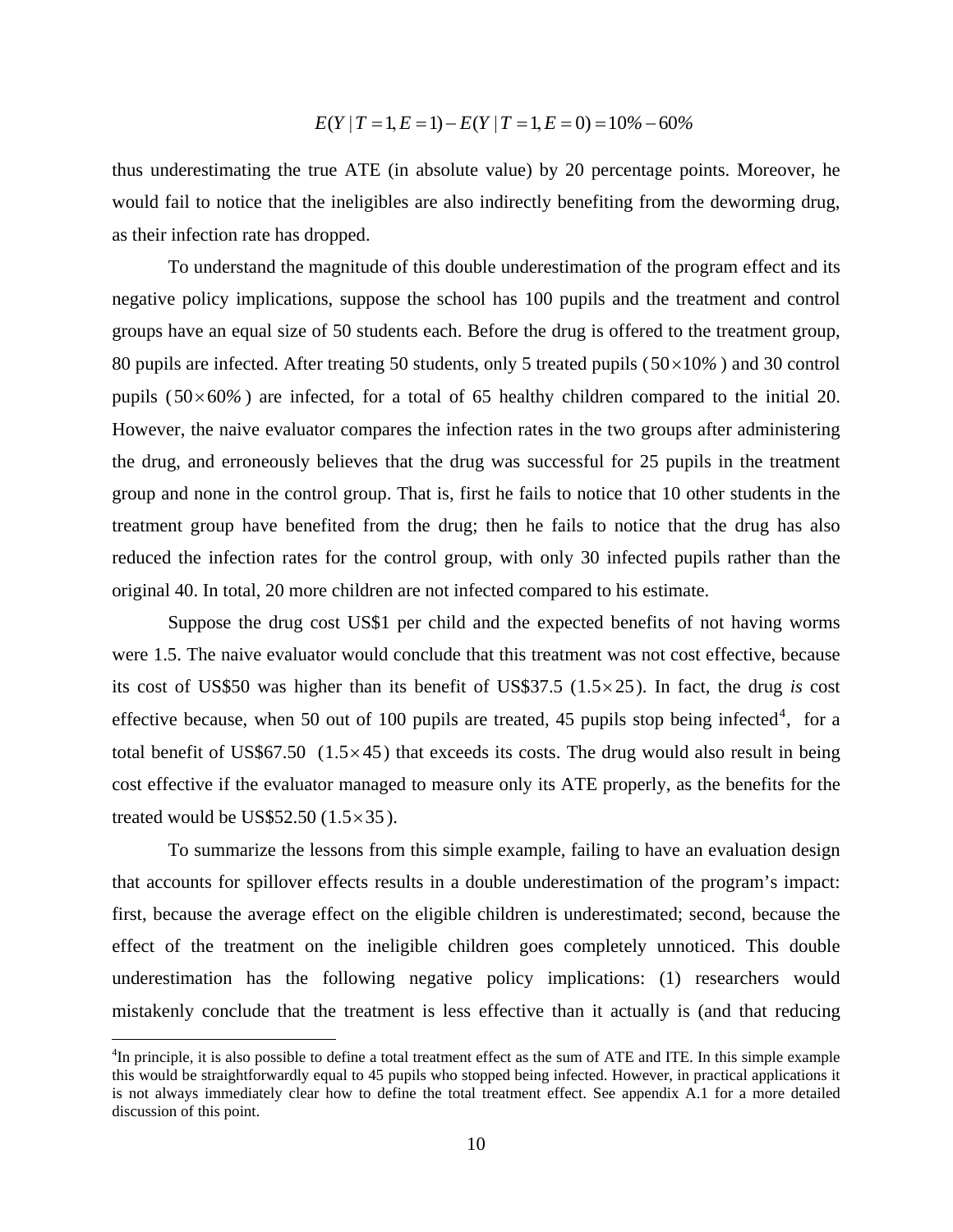$$E(Y \mid T=1, E=1) - E(Y \mid T=1, E=0) = 10\% - 60\%$$

thus underestimating the true ATE (in absolute value) by 20 percentage points. Moreover, he would fail to notice that the ineligibles are also indirectly benefiting from the deworming drug, as their infection rate has dropped.

To understand the magnitude of this double underestimation of the program effect and its negative policy implications, suppose the school has 100 pupils and the treatment and control groups have an equal size of 50 students each. Before the drug is offered to the treatment group, 80 pupils are infected. After treating 50 students, only 5 treated pupils ($50 \times 10\%$) and 30 control pupils ($50 \times 60\%$) are infected, for a total of 65 healthy children compared to the initial 20. However, the naive evaluator compares the infection rates in the two groups after administering the drug, and erroneously believes that the drug was successful for 25 pupils in the treatment group and none in the control group. That is, first he fails to notice that 10 other students in the treatment group have benefited from the drug; then he fails to notice that the drug has also reduced the infection rates for the control group, with only 30 infected pupils rather than the original 40. In total, 20 more children are not infected compared to his estimate.

Suppose the drug cost US$1 per child and the expected benefits of not having worms were 1.5. The naive evaluator would conclude that this treatment was not cost effective, because its cost of US$50 was higher than its benefit of US$37.5 ($1.5 \times 25$). In fact, the drug *is* cost effective because, when 50 out of 100 pupils are treated, 45 pupils stop being infected[4], for a total benefit of US$67.50 ($1.5 \times 45$) that exceeds its costs. The drug would also result in being cost effective if the evaluator managed to measure only its ATE properly, as the benefits for the treated would be US$52.50 ($1.5 \times 35$).

To summarize the lessons from this simple example, failing to have an evaluation design that accounts for spillover effects results in a double underestimation of the program's impact: first, because the average effect on the eligible children is underestimated; second, because the effect of the treatment on the ineligible children goes completely unnoticed. This double underestimation has the following negative policy implications: (1) researchers would mistakenly conclude that the treatment is less effective than it actually is (and that reducing

[4]In principle, it is also possible to define a total treatment effect as the sum of ATE and ITE. In this simple example this would be straightforwardly equal to 45 pupils who stopped being infected. However, in practical applications it is not always immediately clear how to define the total treatment effect. See appendix A.1 for a more detailed discussion of this point.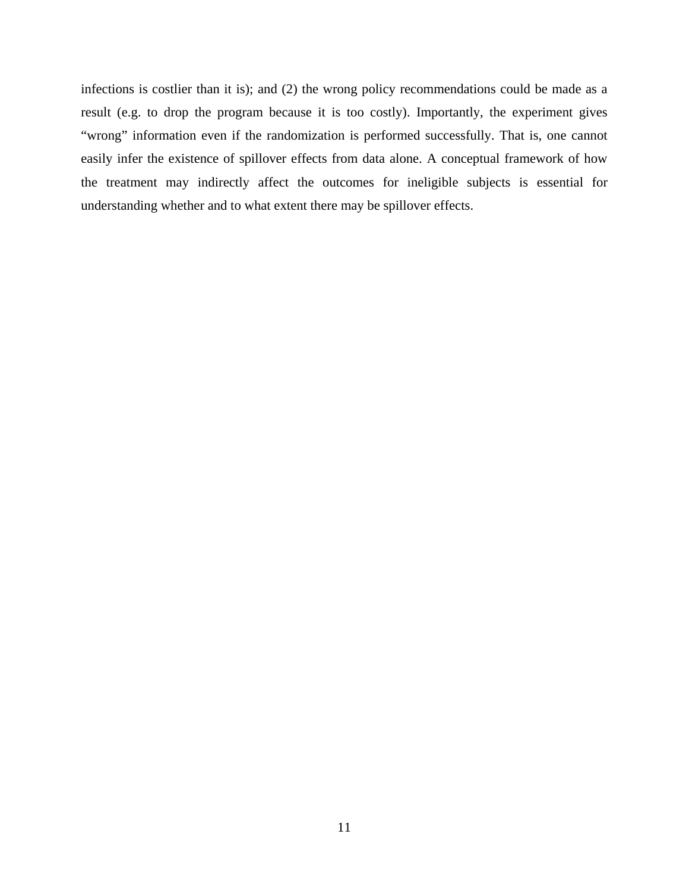infections is costlier than it is); and (2) the wrong policy recommendations could be made as a result (e.g. to drop the program because it is too costly). Importantly, the experiment gives "wrong" information even if the randomization is performed successfully. That is, one cannot easily infer the existence of spillover effects from data alone. A conceptual framework of how the treatment may indirectly affect the outcomes for ineligible subjects is essential for understanding whether and to what extent there may be spillover effects.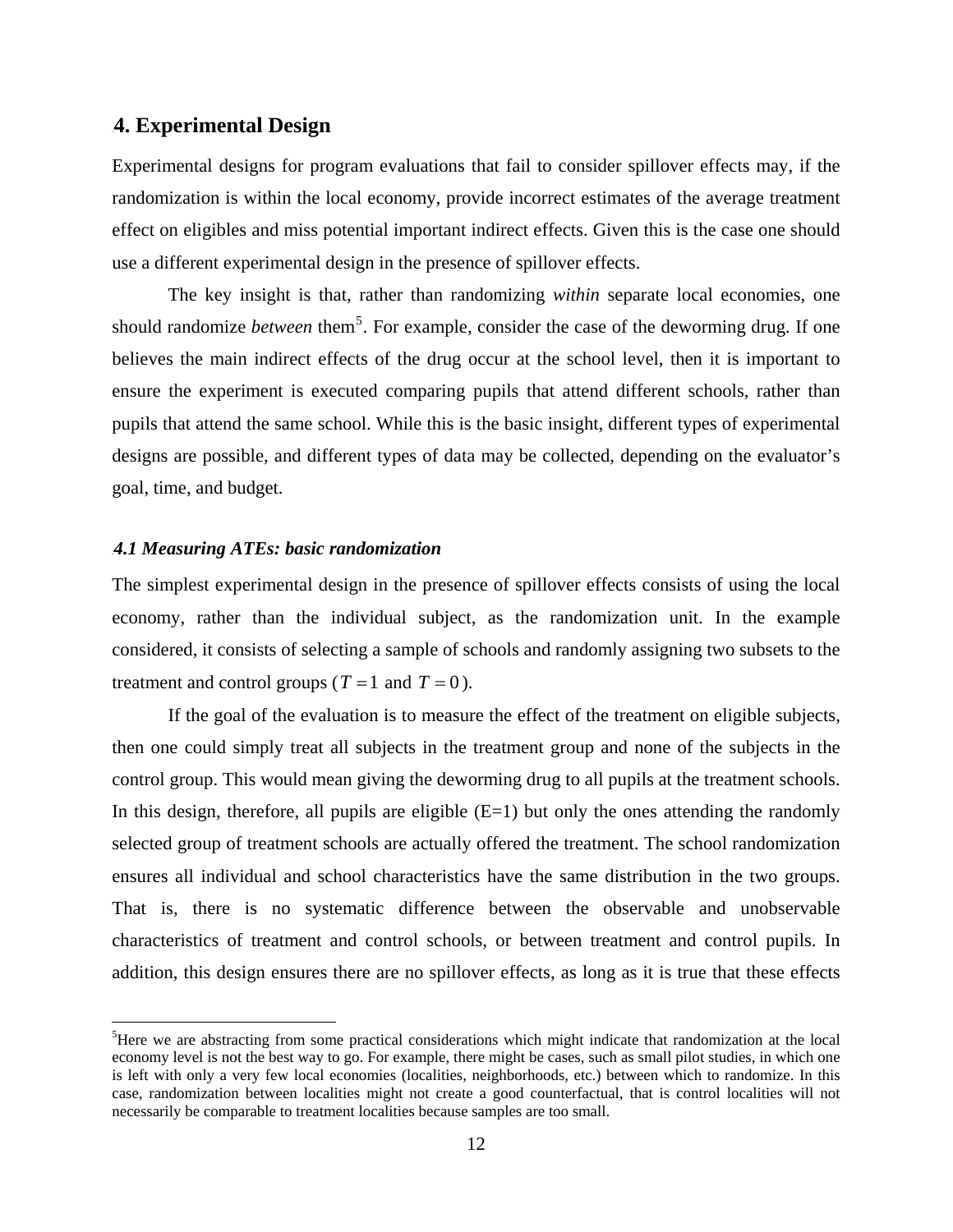## 4. Experimental Design

Experimental designs for program evaluations that fail to consider spillover effects may, if the randomization is within the local economy, provide incorrect estimates of the average treatment effect on eligibles and miss potential important indirect effects. Given this is the case one should use a different experimental design in the presence of spillover effects.

The key insight is that, rather than randomizing *within* separate local economies, one should randomize *between* them[5]. For example, consider the case of the deworming drug. If one believes the main indirect effects of the drug occur at the school level, then it is important to ensure the experiment is executed comparing pupils that attend different schools, rather than pupils that attend the same school. While this is the basic insight, different types of experimental designs are possible, and different types of data may be collected, depending on the evaluator's goal, time, and budget.

### *4.1 Measuring ATEs: basic randomization*

The simplest experimental design in the presence of spillover effects consists of using the local economy, rather than the individual subject, as the randomization unit. In the example considered, it consists of selecting a sample of schools and randomly assigning two subsets to the treatment and control groups ($T = 1$ and $T = 0$).

If the goal of the evaluation is to measure the effect of the treatment on eligible subjects, then one could simply treat all subjects in the treatment group and none of the subjects in the control group. This would mean giving the deworming drug to all pupils at the treatment schools. In this design, therefore, all pupils are eligible (E=1) but only the ones attending the randomly selected group of treatment schools are actually offered the treatment. The school randomization ensures all individual and school characteristics have the same distribution in the two groups. That is, there is no systematic difference between the observable and unobservable characteristics of treatment and control schools, or between treatment and control pupils. In addition, this design ensures there are no spillover effects, as long as it is true that these effects

---

[5]Here we are abstracting from some practical considerations which might indicate that randomization at the local economy level is not the best way to go. For example, there might be cases, such as small pilot studies, in which one is left with only a very few local economies (localities, neighborhoods, etc.) between which to randomize. In this case, randomization between localities might not create a good counterfactual, that is control localities will not necessarily be comparable to treatment localities because samples are too small.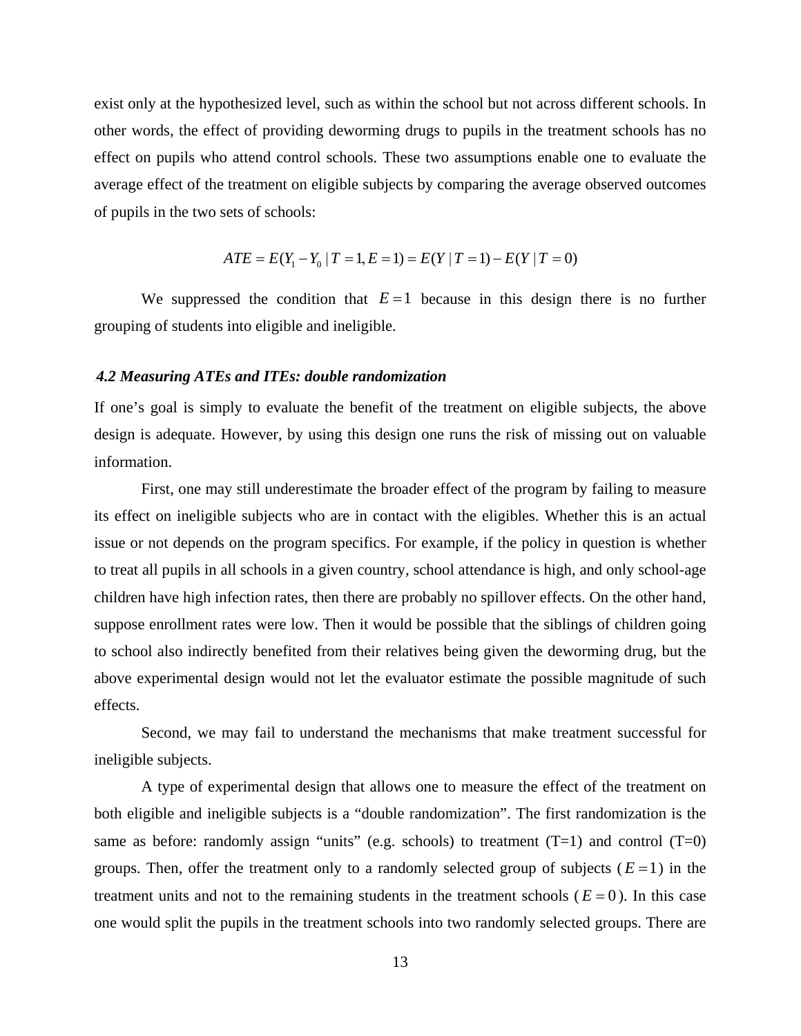exist only at the hypothesized level, such as within the school but not across different schools. In other words, the effect of providing deworming drugs to pupils in the treatment schools has no effect on pupils who attend control schools. These two assumptions enable one to evaluate the average effect of the treatment on eligible subjects by comparing the average observed outcomes of pupils in the two sets of schools:

$$ATE = E(Y_1 - Y_0 \mid T = 1, E = 1) = E(Y \mid T = 1) - E(Y \mid T = 0)$$

We suppressed the condition that $E = 1$ because in this design there is no further grouping of students into eligible and ineligible.

### *4.2 Measuring ATEs and ITEs: double randomization*

If one's goal is simply to evaluate the benefit of the treatment on eligible subjects, the above design is adequate. However, by using this design one runs the risk of missing out on valuable information.

First, one may still underestimate the broader effect of the program by failing to measure its effect on ineligible subjects who are in contact with the eligibles. Whether this is an actual issue or not depends on the program specifics. For example, if the policy in question is whether to treat all pupils in all schools in a given country, school attendance is high, and only school-age children have high infection rates, then there are probably no spillover effects. On the other hand, suppose enrollment rates were low. Then it would be possible that the siblings of children going to school also indirectly benefited from their relatives being given the deworming drug, but the above experimental design would not let the evaluator estimate the possible magnitude of such effects.

Second, we may fail to understand the mechanisms that make treatment successful for ineligible subjects.

A type of experimental design that allows one to measure the effect of the treatment on both eligible and ineligible subjects is a "double randomization". The first randomization is the same as before: randomly assign "units" (e.g. schools) to treatment (T=1) and control (T=0) groups. Then, offer the treatment only to a randomly selected group of subjects ($E = 1$) in the treatment units and not to the remaining students in the treatment schools ($E = 0$). In this case one would split the pupils in the treatment schools into two randomly selected groups. There are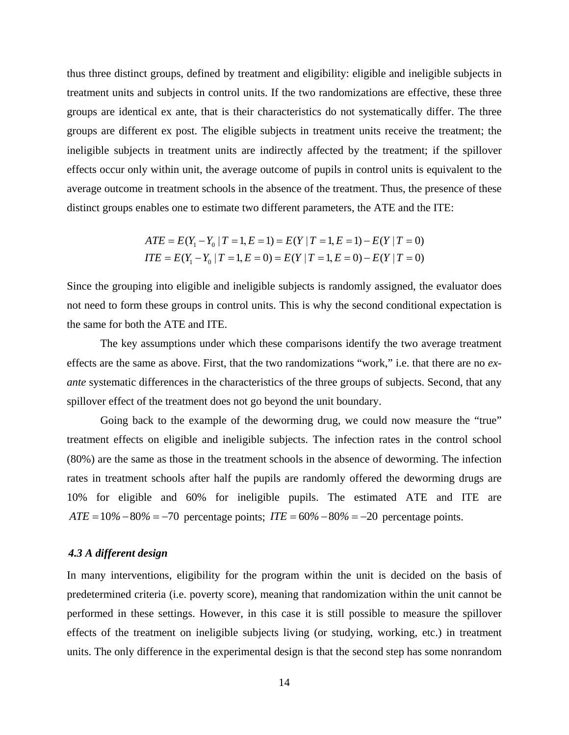thus three distinct groups, defined by treatment and eligibility: eligible and ineligible subjects in treatment units and subjects in control units. If the two randomizations are effective, these three groups are identical ex ante, that is their characteristics do not systematically differ. The three groups are different ex post. The eligible subjects in treatment units receive the treatment; the ineligible subjects in treatment units are indirectly affected by the treatment; if the spillover effects occur only within unit, the average outcome of pupils in control units is equivalent to the average outcome in treatment schools in the absence of the treatment. Thus, the presence of these distinct groups enables one to estimate two different parameters, the ATE and the ITE:

$$ATE = E(Y_1 - Y_0 \mid T = 1, E = 1) = E(Y \mid T = 1, E = 1) - E(Y \mid T = 0)$$
$$ITE = E(Y_1 - Y_0 \mid T = 1, E = 0) = E(Y \mid T = 1, E = 0) - E(Y \mid T = 0)$$

Since the grouping into eligible and ineligible subjects is randomly assigned, the evaluator does not need to form these groups in control units. This is why the second conditional expectation is the same for both the ATE and ITE.

The key assumptions under which these comparisons identify the two average treatment effects are the same as above. First, that the two randomizations "work," i.e. that there are no *ex-ante* systematic differences in the characteristics of the three groups of subjects. Second, that any spillover effect of the treatment does not go beyond the unit boundary.

Going back to the example of the deworming drug, we could now measure the "true" treatment effects on eligible and ineligible subjects. The infection rates in the control school (80%) are the same as those in the treatment schools in the absence of deworming. The infection rates in treatment schools after half the pupils are randomly offered the deworming drugs are 10% for eligible and 60% for ineligible pupils. The estimated ATE and ITE are $ATE = 10\% - 80\% = -70$ percentage points; $ITE = 60\% - 80\% = -20$ percentage points.

### *4.3 A different design*

In many interventions, eligibility for the program within the unit is decided on the basis of predetermined criteria (i.e. poverty score), meaning that randomization within the unit cannot be performed in these settings. However, in this case it is still possible to measure the spillover effects of the treatment on ineligible subjects living (or studying, working, etc.) in treatment units. The only difference in the experimental design is that the second step has some nonrandom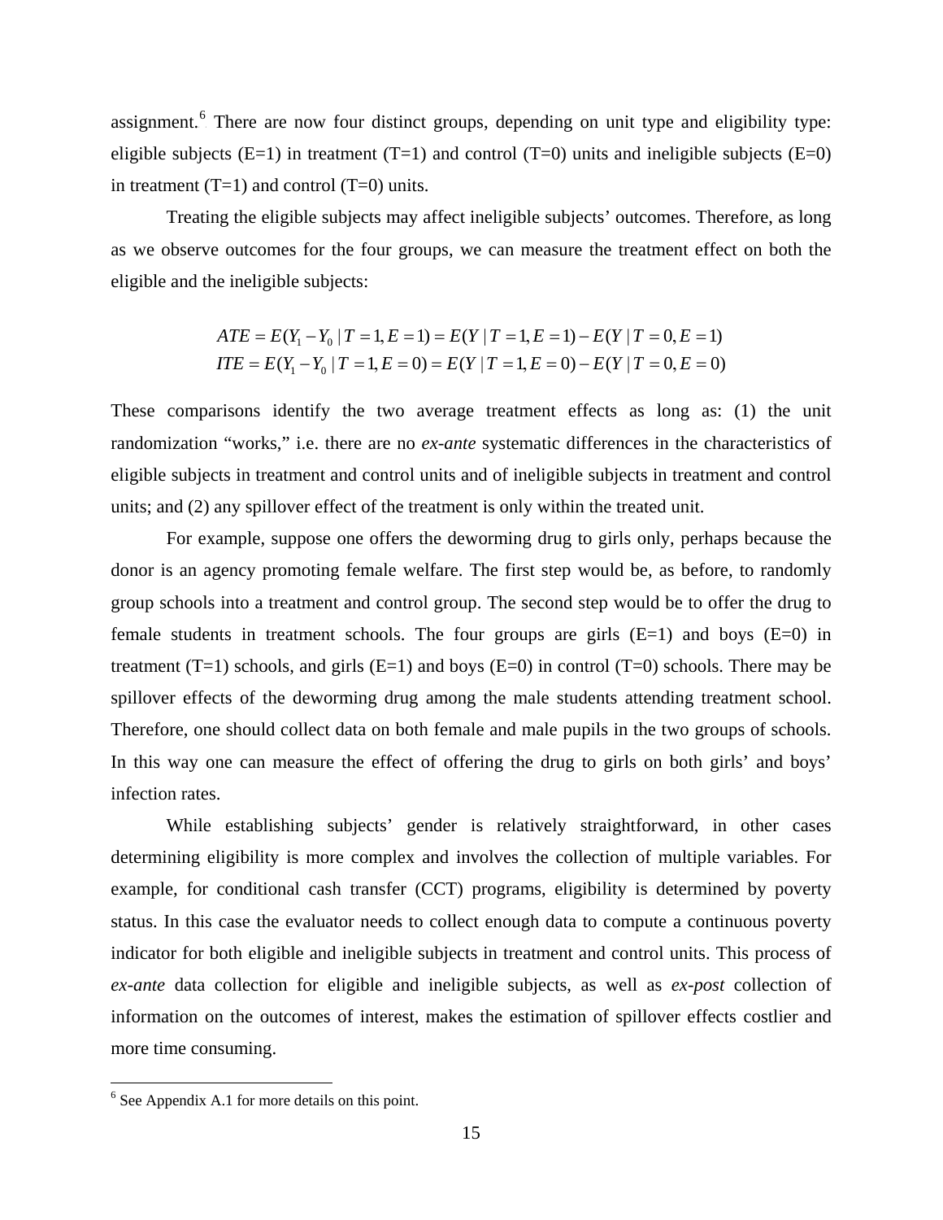assignment.[6] There are now four distinct groups, depending on unit type and eligibility type: eligible subjects (E=1) in treatment (T=1) and control (T=0) units and ineligible subjects (E=0) in treatment (T=1) and control (T=0) units.

Treating the eligible subjects may affect ineligible subjects' outcomes. Therefore, as long as we observe outcomes for the four groups, we can measure the treatment effect on both the eligible and the ineligible subjects:

$$ATE = E(Y_1 - Y_0 \mid T = 1, E = 1) = E(Y \mid T = 1, E = 1) - E(Y \mid T = 0, E = 1)$$
$$ITE = E(Y_1 - Y_0 \mid T = 1, E = 0) = E(Y \mid T = 1, E = 0) - E(Y \mid T = 0, E = 0)$$

These comparisons identify the two average treatment effects as long as: (1) the unit randomization "works," i.e. there are no *ex-ante* systematic differences in the characteristics of eligible subjects in treatment and control units and of ineligible subjects in treatment and control units; and (2) any spillover effect of the treatment is only within the treated unit.

For example, suppose one offers the deworming drug to girls only, perhaps because the donor is an agency promoting female welfare. The first step would be, as before, to randomly group schools into a treatment and control group. The second step would be to offer the drug to female students in treatment schools. The four groups are girls (E=1) and boys (E=0) in treatment (T=1) schools, and girls (E=1) and boys (E=0) in control (T=0) schools. There may be spillover effects of the deworming drug among the male students attending treatment school. Therefore, one should collect data on both female and male pupils in the two groups of schools. In this way one can measure the effect of offering the drug to girls on both girls' and boys' infection rates.

While establishing subjects' gender is relatively straightforward, in other cases determining eligibility is more complex and involves the collection of multiple variables. For example, for conditional cash transfer (CCT) programs, eligibility is determined by poverty status. In this case the evaluator needs to collect enough data to compute a continuous poverty indicator for both eligible and ineligible subjects in treatment and control units. This process of *ex-ante* data collection for eligible and ineligible subjects, as well as *ex-post* collection of information on the outcomes of interest, makes the estimation of spillover effects costlier and more time consuming.

[6] See Appendix A.1 for more details on this point.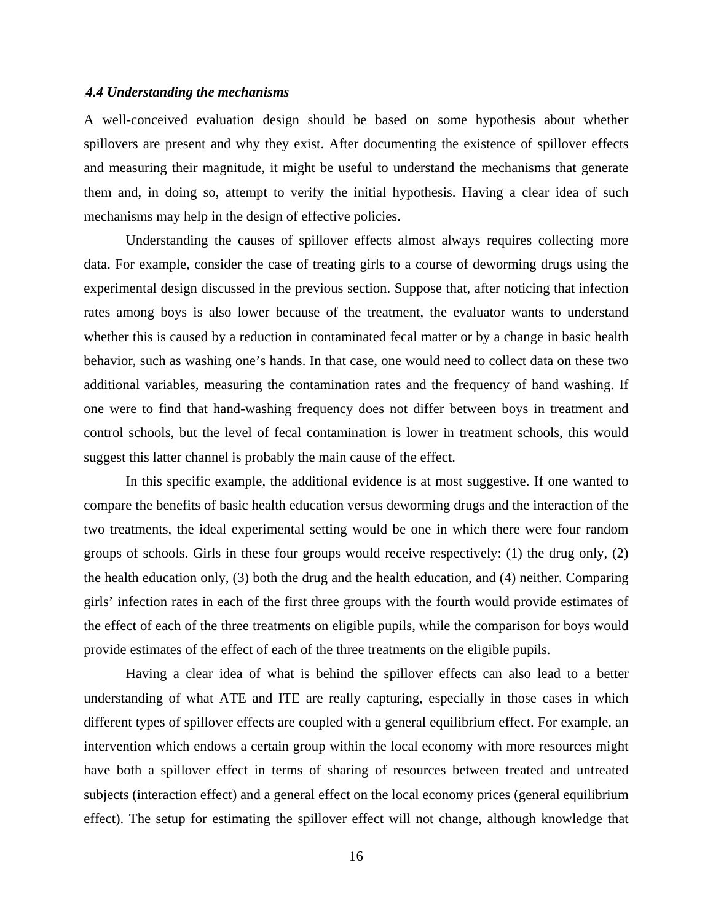### 4.4 Understanding the mechanisms

A well-conceived evaluation design should be based on some hypothesis about whether spillovers are present and why they exist. After documenting the existence of spillover effects and measuring their magnitude, it might be useful to understand the mechanisms that generate them and, in doing so, attempt to verify the initial hypothesis. Having a clear idea of such mechanisms may help in the design of effective policies.

Understanding the causes of spillover effects almost always requires collecting more data. For example, consider the case of treating girls to a course of deworming drugs using the experimental design discussed in the previous section. Suppose that, after noticing that infection rates among boys is also lower because of the treatment, the evaluator wants to understand whether this is caused by a reduction in contaminated fecal matter or by a change in basic health behavior, such as washing one's hands. In that case, one would need to collect data on these two additional variables, measuring the contamination rates and the frequency of hand washing. If one were to find that hand-washing frequency does not differ between boys in treatment and control schools, but the level of fecal contamination is lower in treatment schools, this would suggest this latter channel is probably the main cause of the effect.

In this specific example, the additional evidence is at most suggestive. If one wanted to compare the benefits of basic health education versus deworming drugs and the interaction of the two treatments, the ideal experimental setting would be one in which there were four random groups of schools. Girls in these four groups would receive respectively: (1) the drug only, (2) the health education only, (3) both the drug and the health education, and (4) neither. Comparing girls' infection rates in each of the first three groups with the fourth would provide estimates of the effect of each of the three treatments on eligible pupils, while the comparison for boys would provide estimates of the effect of each of the three treatments on the eligible pupils.

Having a clear idea of what is behind the spillover effects can also lead to a better understanding of what ATE and ITE are really capturing, especially in those cases in which different types of spillover effects are coupled with a general equilibrium effect. For example, an intervention which endows a certain group within the local economy with more resources might have both a spillover effect in terms of sharing of resources between treated and untreated subjects (interaction effect) and a general effect on the local economy prices (general equilibrium effect). The setup for estimating the spillover effect will not change, although knowledge that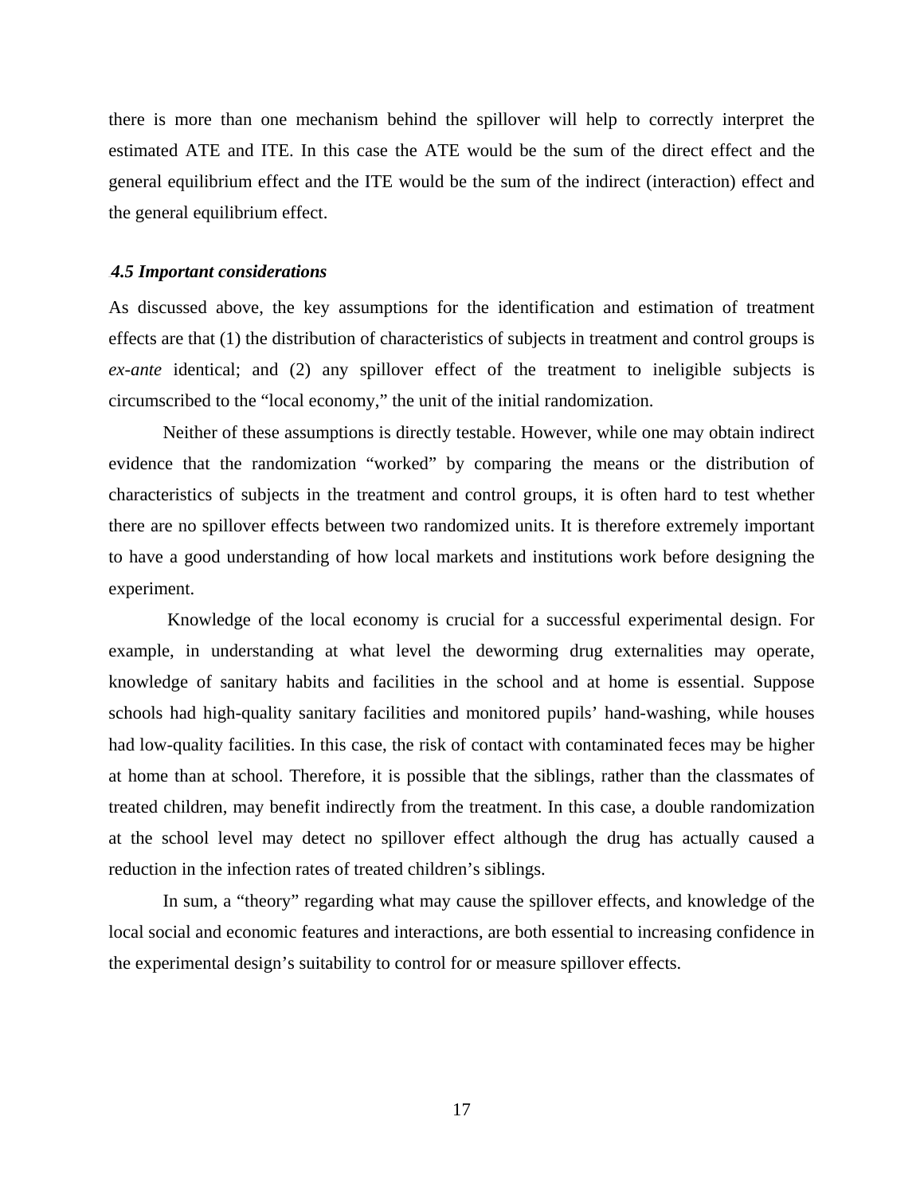there is more than one mechanism behind the spillover will help to correctly interpret the estimated ATE and ITE. In this case the ATE would be the sum of the direct effect and the general equilibrium effect and the ITE would be the sum of the indirect (interaction) effect and the general equilibrium effect.

### *4.5 Important considerations*

As discussed above, the key assumptions for the identification and estimation of treatment effects are that (1) the distribution of characteristics of subjects in treatment and control groups is *ex-ante* identical; and (2) any spillover effect of the treatment to ineligible subjects is circumscribed to the "local economy," the unit of the initial randomization.

Neither of these assumptions is directly testable. However, while one may obtain indirect evidence that the randomization "worked" by comparing the means or the distribution of characteristics of subjects in the treatment and control groups, it is often hard to test whether there are no spillover effects between two randomized units. It is therefore extremely important to have a good understanding of how local markets and institutions work before designing the experiment.

Knowledge of the local economy is crucial for a successful experimental design. For example, in understanding at what level the deworming drug externalities may operate, knowledge of sanitary habits and facilities in the school and at home is essential. Suppose schools had high-quality sanitary facilities and monitored pupils' hand-washing, while houses had low-quality facilities. In this case, the risk of contact with contaminated feces may be higher at home than at school. Therefore, it is possible that the siblings, rather than the classmates of treated children, may benefit indirectly from the treatment. In this case, a double randomization at the school level may detect no spillover effect although the drug has actually caused a reduction in the infection rates of treated children's siblings.

In sum, a "theory" regarding what may cause the spillover effects, and knowledge of the local social and economic features and interactions, are both essential to increasing confidence in the experimental design's suitability to control for or measure spillover effects.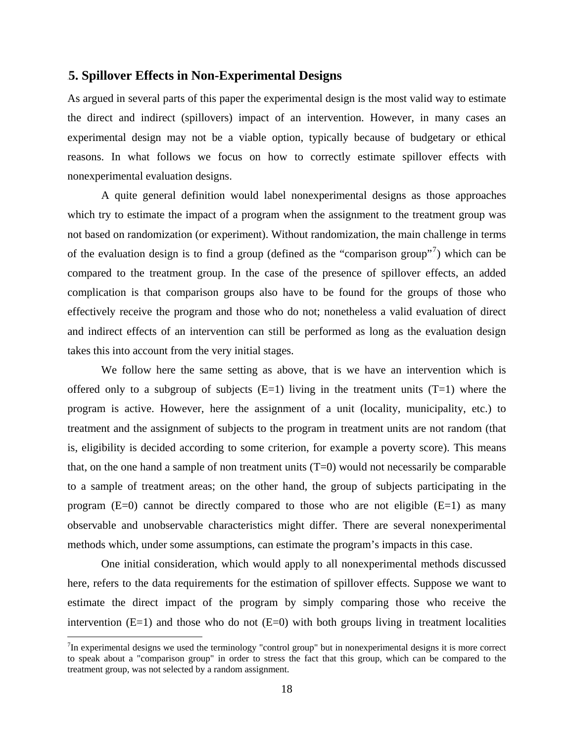## 5. Spillover Effects in Non-Experimental Designs

As argued in several parts of this paper the experimental design is the most valid way to estimate the direct and indirect (spillovers) impact of an intervention. However, in many cases an experimental design may not be a viable option, typically because of budgetary or ethical reasons. In what follows we focus on how to correctly estimate spillover effects with nonexperimental evaluation designs.

A quite general definition would label nonexperimental designs as those approaches which try to estimate the impact of a program when the assignment to the treatment group was not based on randomization (or experiment). Without randomization, the main challenge in terms of the evaluation design is to find a group (defined as the "comparison group"[7]) which can be compared to the treatment group. In the case of the presence of spillover effects, an added complication is that comparison groups also have to be found for the groups of those who effectively receive the program and those who do not; nonetheless a valid evaluation of direct and indirect effects of an intervention can still be performed as long as the evaluation design takes this into account from the very initial stages.

We follow here the same setting as above, that is we have an intervention which is offered only to a subgroup of subjects (E=1) living in the treatment units (T=1) where the program is active. However, here the assignment of a unit (locality, municipality, etc.) to treatment and the assignment of subjects to the program in treatment units are not random (that is, eligibility is decided according to some criterion, for example a poverty score). This means that, on the one hand a sample of non treatment units (T=0) would not necessarily be comparable to a sample of treatment areas; on the other hand, the group of subjects participating in the program (E=0) cannot be directly compared to those who are not eligible (E=1) as many observable and unobservable characteristics might differ. There are several nonexperimental methods which, under some assumptions, can estimate the program's impacts in this case.

One initial consideration, which would apply to all nonexperimental methods discussed here, refers to the data requirements for the estimation of spillover effects. Suppose we want to estimate the direct impact of the program by simply comparing those who receive the intervention (E=1) and those who do not (E=0) with both groups living in treatment localities

[7] In experimental designs we used the terminology "control group" but in nonexperimental designs it is more correct to speak about a "comparison group" in order to stress the fact that this group, which can be compared to the treatment group, was not selected by a random assignment.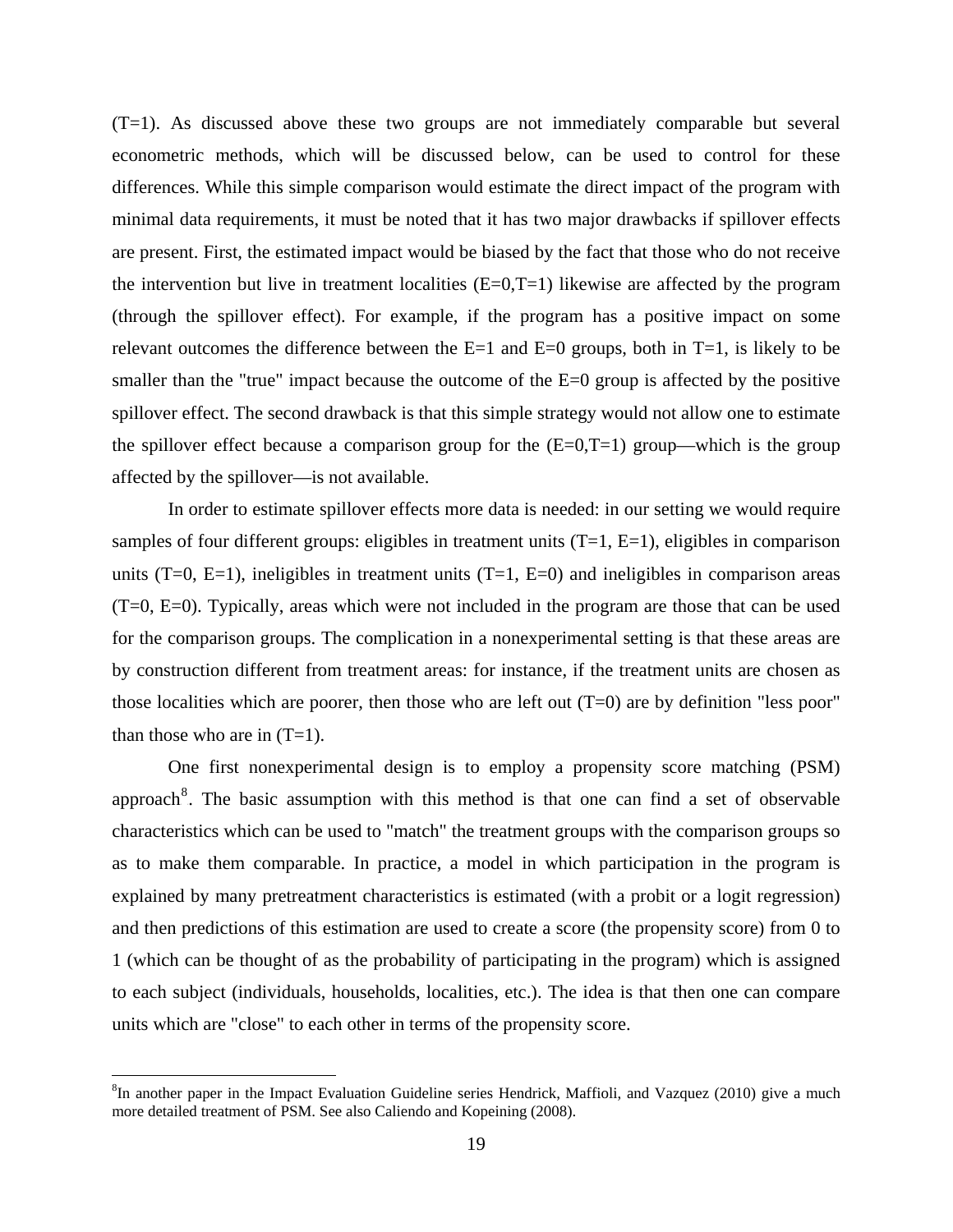(T=1). As discussed above these two groups are not immediately comparable but several econometric methods, which will be discussed below, can be used to control for these differences. While this simple comparison would estimate the direct impact of the program with minimal data requirements, it must be noted that it has two major drawbacks if spillover effects are present. First, the estimated impact would be biased by the fact that those who do not receive the intervention but live in treatment localities (E=0,T=1) likewise are affected by the program (through the spillover effect). For example, if the program has a positive impact on some relevant outcomes the difference between the E=1 and E=0 groups, both in T=1, is likely to be smaller than the "true" impact because the outcome of the E=0 group is affected by the positive spillover effect. The second drawback is that this simple strategy would not allow one to estimate the spillover effect because a comparison group for the (E=0,T=1) group—which is the group affected by the spillover—is not available.

In order to estimate spillover effects more data is needed: in our setting we would require samples of four different groups: eligibles in treatment units (T=1, E=1), eligibles in comparison units (T=0, E=1), ineligibles in treatment units (T=1, E=0) and ineligibles in comparison areas (T=0, E=0). Typically, areas which were not included in the program are those that can be used for the comparison groups. The complication in a nonexperimental setting is that these areas are by construction different from treatment areas: for instance, if the treatment units are chosen as those localities which are poorer, then those who are left out (T=0) are by definition "less poor" than those who are in (T=1).

One first nonexperimental design is to employ a propensity score matching (PSM) approach[8]. The basic assumption with this method is that one can find a set of observable characteristics which can be used to "match" the treatment groups with the comparison groups so as to make them comparable. In practice, a model in which participation in the program is explained by many pretreatment characteristics is estimated (with a probit or a logit regression) and then predictions of this estimation are used to create a score (the propensity score) from 0 to 1 (which can be thought of as the probability of participating in the program) which is assigned to each subject (individuals, households, localities, etc.). The idea is that then one can compare units which are "close" to each other in terms of the propensity score.

---

[8]In another paper in the Impact Evaluation Guideline series Hendrick, Maffioli, and Vazquez (2010) give a much more detailed treatment of PSM. See also Caliendo and Kopeining (2008).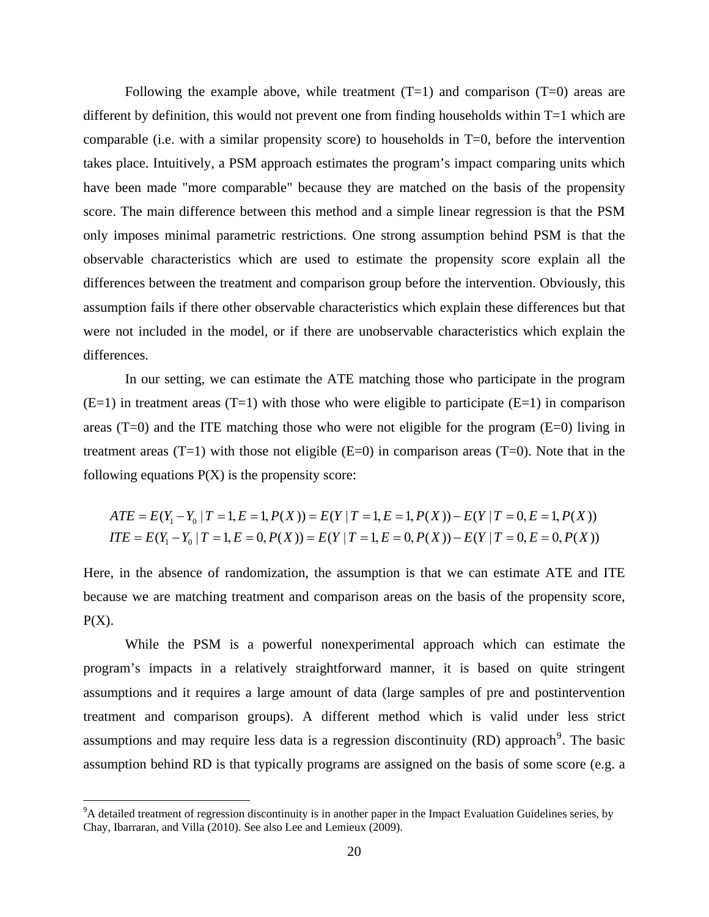Following the example above, while treatment (T=1) and comparison (T=0) areas are different by definition, this would not prevent one from finding households within T=1 which are comparable (i.e. with a similar propensity score) to households in T=0, before the intervention takes place. Intuitively, a PSM approach estimates the program's impact comparing units which have been made "more comparable" because they are matched on the basis of the propensity score. The main difference between this method and a simple linear regression is that the PSM only imposes minimal parametric restrictions. One strong assumption behind PSM is that the observable characteristics which are used to estimate the propensity score explain all the differences between the treatment and comparison group before the intervention. Obviously, this assumption fails if there other observable characteristics which explain these differences but that were not included in the model, or if there are unobservable characteristics which explain the differences.

In our setting, we can estimate the ATE matching those who participate in the program (E=1) in treatment areas (T=1) with those who were eligible to participate (E=1) in comparison areas (T=0) and the ITE matching those who were not eligible for the program (E=0) living in treatment areas (T=1) with those not eligible (E=0) in comparison areas (T=0). Note that in the following equations P(X) is the propensity score:

$$ATE = E(Y_1 - Y_0 \mid T=1, E=1, P(X)) = E(Y \mid T=1, E=1, P(X)) - E(Y \mid T=0, E=1, P(X))$$
$$ITE = E(Y_1 - Y_0 \mid T=1, E=0, P(X)) = E(Y \mid T=1, E=0, P(X)) - E(Y \mid T=0, E=0, P(X))$$

Here, in the absence of randomization, the assumption is that we can estimate ATE and ITE because we are matching treatment and comparison areas on the basis of the propensity score, P(X).

While the PSM is a powerful nonexperimental approach which can estimate the program's impacts in a relatively straightforward manner, it is based on quite stringent assumptions and it requires a large amount of data (large samples of pre and postintervention treatment and comparison groups). A different method which is valid under less strict assumptions and may require less data is a regression discontinuity (RD) approach[9]. The basic assumption behind RD is that typically programs are assigned on the basis of some score (e.g. a

[9]A detailed treatment of regression discontinuity is in another paper in the Impact Evaluation Guidelines series, by Chay, Ibarraran, and Villa (2010). See also Lee and Lemieux (2009).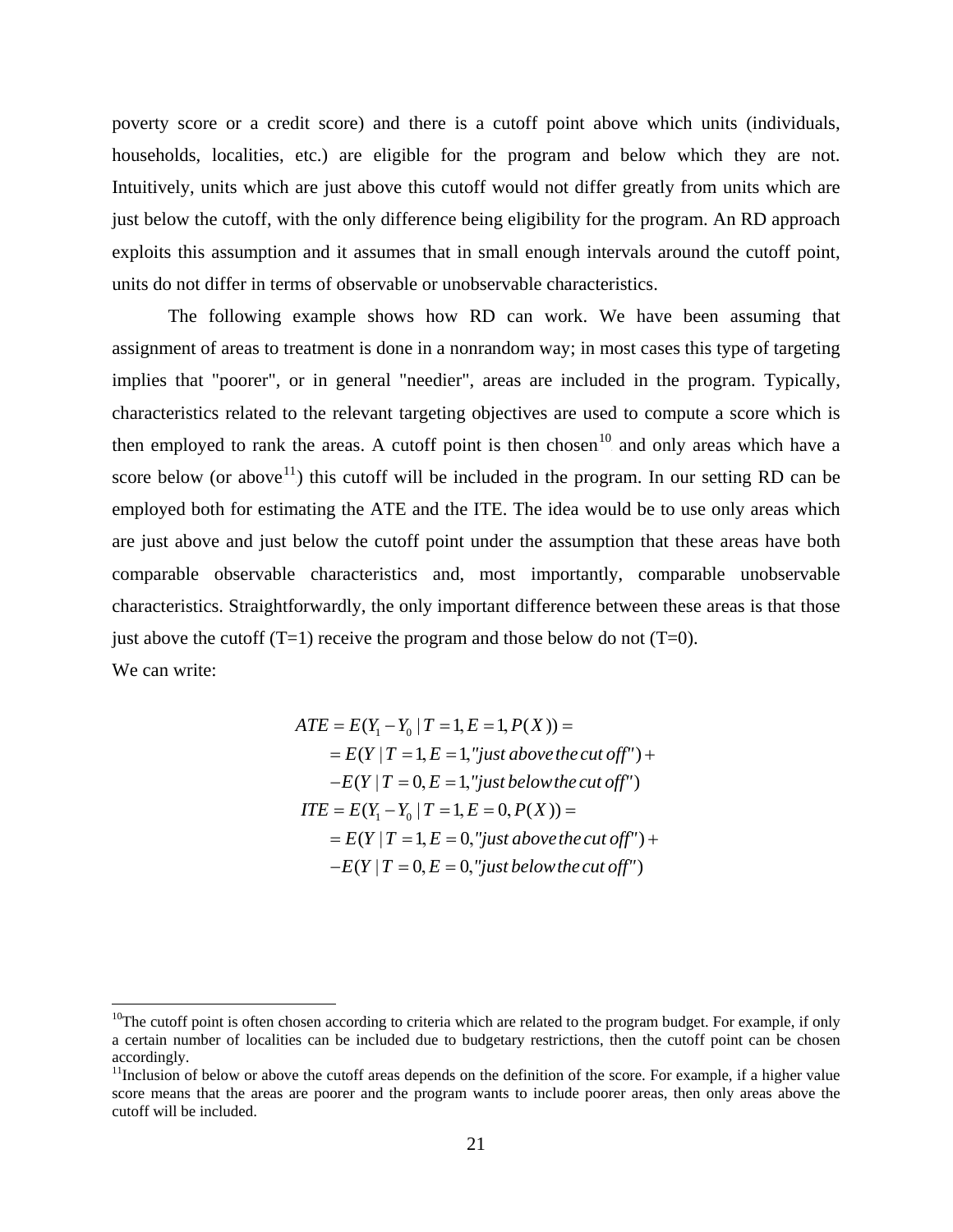poverty score or a credit score) and there is a cutoff point above which units (individuals, households, localities, etc.) are eligible for the program and below which they are not. Intuitively, units which are just above this cutoff would not differ greatly from units which are just below the cutoff, with the only difference being eligibility for the program. An RD approach exploits this assumption and it assumes that in small enough intervals around the cutoff point, units do not differ in terms of observable or unobservable characteristics.

The following example shows how RD can work. We have been assuming that assignment of areas to treatment is done in a nonrandom way; in most cases this type of targeting implies that "poorer", or in general "needier", areas are included in the program. Typically, characteristics related to the relevant targeting objectives are used to compute a score which is then employed to rank the areas. A cutoff point is then chosen[10] and only areas which have a score below (or above[11]) this cutoff will be included in the program. In our setting RD can be employed both for estimating the ATE and the ITE. The idea would be to use only areas which are just above and just below the cutoff point under the assumption that these areas have both comparable observable characteristics and, most importantly, comparable unobservable characteristics. Straightforwardly, the only important difference between these areas is that those just above the cutoff (T=1) receive the program and those below do not (T=0).

We can write:

$$
\begin{aligned}
ATE &= E(Y_1 - Y_0 \mid T=1, E=1, P(X)) = \\
&= E(Y \mid T=1, E=1, \text{"just above the cut off"}) + \\
&\quad - E(Y \mid T=0, E=1, \text{"just below the cut off"}) \\
ITE &= E(Y_1 - Y_0 \mid T=1, E=0, P(X)) = \\
&= E(Y \mid T=1, E=0, \text{"just above the cut off"}) + \\
&\quad - E(Y \mid T=0, E=0, \text{"just below the cut off"})
\end{aligned}
$$

---

[10] The cutoff point is often chosen according to criteria which are related to the program budget. For example, if only a certain number of localities can be included due to budgetary restrictions, then the cutoff point can be chosen accordingly.

[11] Inclusion of below or above the cutoff areas depends on the definition of the score. For example, if a higher value score means that the areas are poorer and the program wants to include poorer areas, then only areas above the cutoff will be included.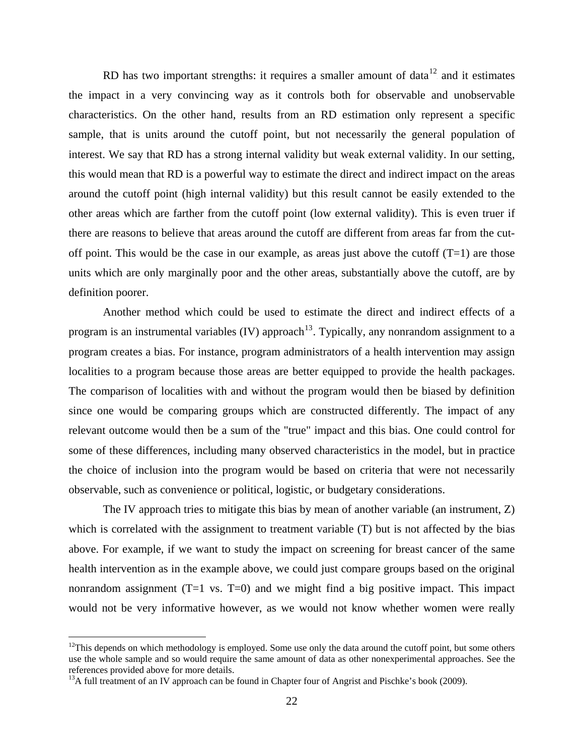RD has two important strengths: it requires a smaller amount of data[12] and it estimates the impact in a very convincing way as it controls both for observable and unobservable characteristics. On the other hand, results from an RD estimation only represent a specific sample, that is units around the cutoff point, but not necessarily the general population of interest. We say that RD has a strong internal validity but weak external validity. In our setting, this would mean that RD is a powerful way to estimate the direct and indirect impact on the areas around the cutoff point (high internal validity) but this result cannot be easily extended to the other areas which are farther from the cutoff point (low external validity). This is even truer if there are reasons to believe that areas around the cutoff are different from areas far from the cut-off point. This would be the case in our example, as areas just above the cutoff (T=1) are those units which are only marginally poor and the other areas, substantially above the cutoff, are by definition poorer.

Another method which could be used to estimate the direct and indirect effects of a program is an instrumental variables (IV) approach[13]. Typically, any nonrandom assignment to a program creates a bias. For instance, program administrators of a health intervention may assign localities to a program because those areas are better equipped to provide the health packages. The comparison of localities with and without the program would then be biased by definition since one would be comparing groups which are constructed differently. The impact of any relevant outcome would then be a sum of the "true" impact and this bias. One could control for some of these differences, including many observed characteristics in the model, but in practice the choice of inclusion into the program would be based on criteria that were not necessarily observable, such as convenience or political, logistic, or budgetary considerations.

The IV approach tries to mitigate this bias by mean of another variable (an instrument, Z) which is correlated with the assignment to treatment variable (T) but is not affected by the bias above. For example, if we want to study the impact on screening for breast cancer of the same health intervention as in the example above, we could just compare groups based on the original nonrandom assignment (T=1 vs. T=0) and we might find a big positive impact. This impact would not be very informative however, as we would not know whether women were really

---

[12] This depends on which methodology is employed. Some use only the data around the cutoff point, but some others use the whole sample and so would require the same amount of data as other nonexperimental approaches. See the references provided above for more details.

[13] A full treatment of an IV approach can be found in Chapter four of Angrist and Pischke's book (2009).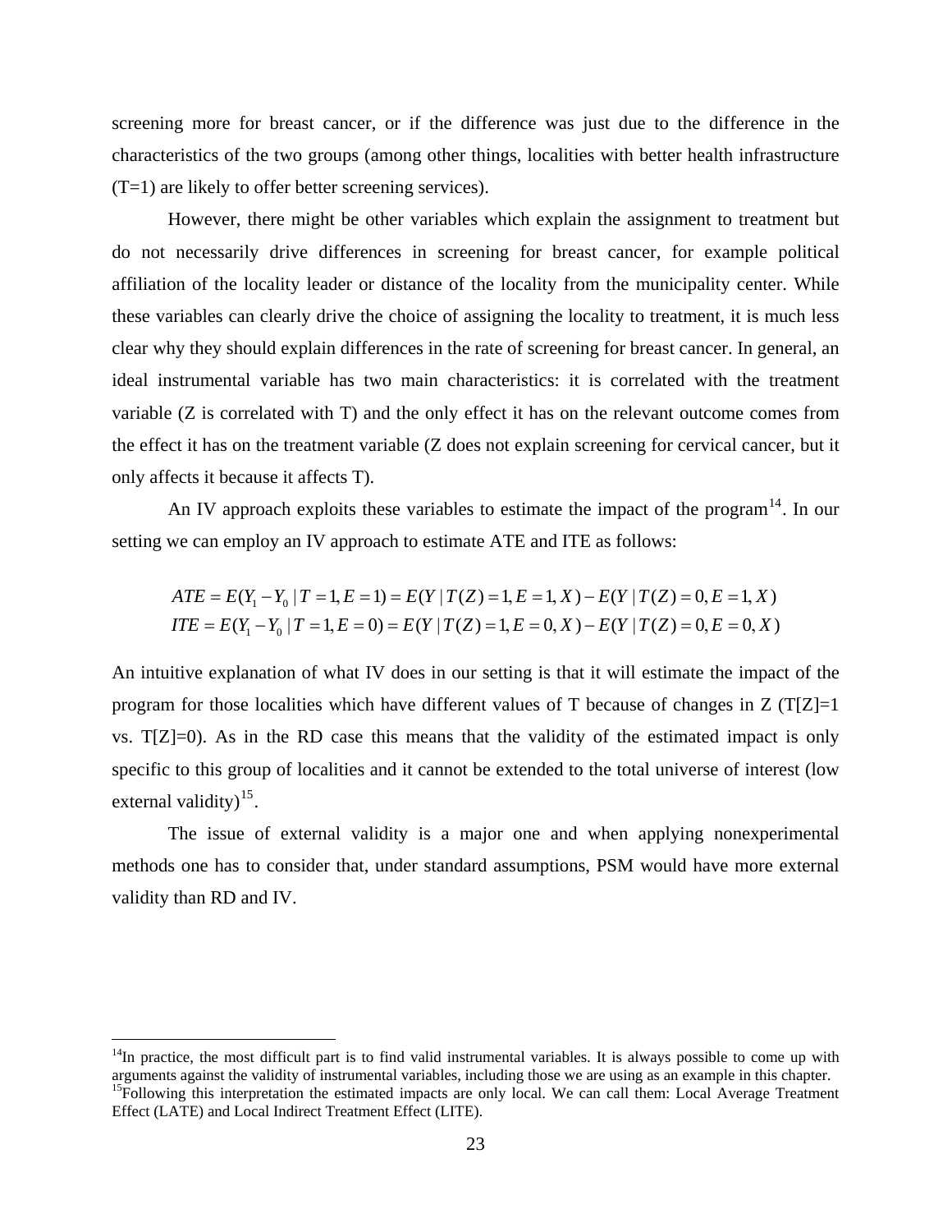screening more for breast cancer, or if the difference was just due to the difference in the characteristics of the two groups (among other things, localities with better health infrastructure (T=1) are likely to offer better screening services).

However, there might be other variables which explain the assignment to treatment but do not necessarily drive differences in screening for breast cancer, for example political affiliation of the locality leader or distance of the locality from the municipality center. While these variables can clearly drive the choice of assigning the locality to treatment, it is much less clear why they should explain differences in the rate of screening for breast cancer. In general, an ideal instrumental variable has two main characteristics: it is correlated with the treatment variable (Z is correlated with T) and the only effect it has on the relevant outcome comes from the effect it has on the treatment variable (Z does not explain screening for cervical cancer, but it only affects it because it affects T).

An IV approach exploits these variables to estimate the impact of the program[14]. In our setting we can employ an IV approach to estimate ATE and ITE as follows:

$$ATE = E(Y_1 - Y_0 \mid T = 1, E = 1) = E(Y \mid T(Z) = 1, E = 1, X) - E(Y \mid T(Z) = 0, E = 1, X)$$
$$ITE = E(Y_1 - Y_0 \mid T = 1, E = 0) = E(Y \mid T(Z) = 1, E = 0, X) - E(Y \mid T(Z) = 0, E = 0, X)$$

An intuitive explanation of what IV does in our setting is that it will estimate the impact of the program for those localities which have different values of T because of changes in Z (T[Z]=1 vs. T[Z]=0). As in the RD case this means that the validity of the estimated impact is only specific to this group of localities and it cannot be extended to the total universe of interest (low external validity)[15].

The issue of external validity is a major one and when applying nonexperimental methods one has to consider that, under standard assumptions, PSM would have more external validity than RD and IV.

---

[14]In practice, the most difficult part is to find valid instrumental variables. It is always possible to come up with arguments against the validity of instrumental variables, including those we are using as an example in this chapter.

[15]Following this interpretation the estimated impacts are only local. We can call them: Local Average Treatment Effect (LATE) and Local Indirect Treatment Effect (LITE).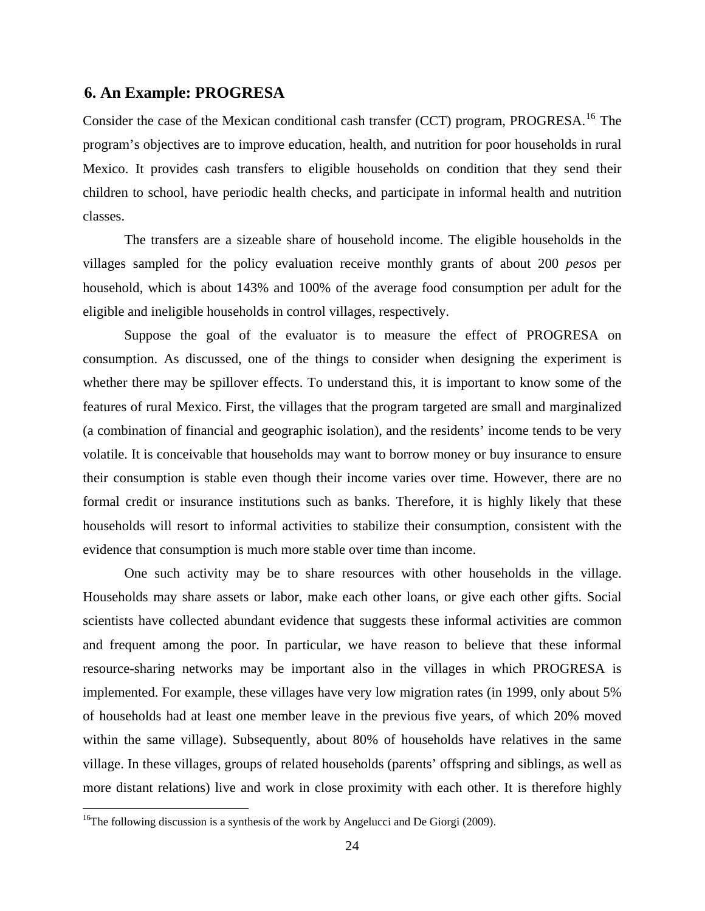## 6. An Example: PROGRESA

Consider the case of the Mexican conditional cash transfer (CCT) program, PROGRESA.[16] The program's objectives are to improve education, health, and nutrition for poor households in rural Mexico. It provides cash transfers to eligible households on condition that they send their children to school, have periodic health checks, and participate in informal health and nutrition classes.

The transfers are a sizeable share of household income. The eligible households in the villages sampled for the policy evaluation receive monthly grants of about 200 *pesos* per household, which is about 143% and 100% of the average food consumption per adult for the eligible and ineligible households in control villages, respectively.

Suppose the goal of the evaluator is to measure the effect of PROGRESA on consumption. As discussed, one of the things to consider when designing the experiment is whether there may be spillover effects. To understand this, it is important to know some of the features of rural Mexico. First, the villages that the program targeted are small and marginalized (a combination of financial and geographic isolation), and the residents' income tends to be very volatile. It is conceivable that households may want to borrow money or buy insurance to ensure their consumption is stable even though their income varies over time. However, there are no formal credit or insurance institutions such as banks. Therefore, it is highly likely that these households will resort to informal activities to stabilize their consumption, consistent with the evidence that consumption is much more stable over time than income.

One such activity may be to share resources with other households in the village. Households may share assets or labor, make each other loans, or give each other gifts. Social scientists have collected abundant evidence that suggests these informal activities are common and frequent among the poor. In particular, we have reason to believe that these informal resource-sharing networks may be important also in the villages in which PROGRESA is implemented. For example, these villages have very low migration rates (in 1999, only about 5% of households had at least one member leave in the previous five years, of which 20% moved within the same village). Subsequently, about 80% of households have relatives in the same village. In these villages, groups of related households (parents' offspring and siblings, as well as more distant relations) live and work in close proximity with each other. It is therefore highly

[16] The following discussion is a synthesis of the work by Angelucci and De Giorgi (2009).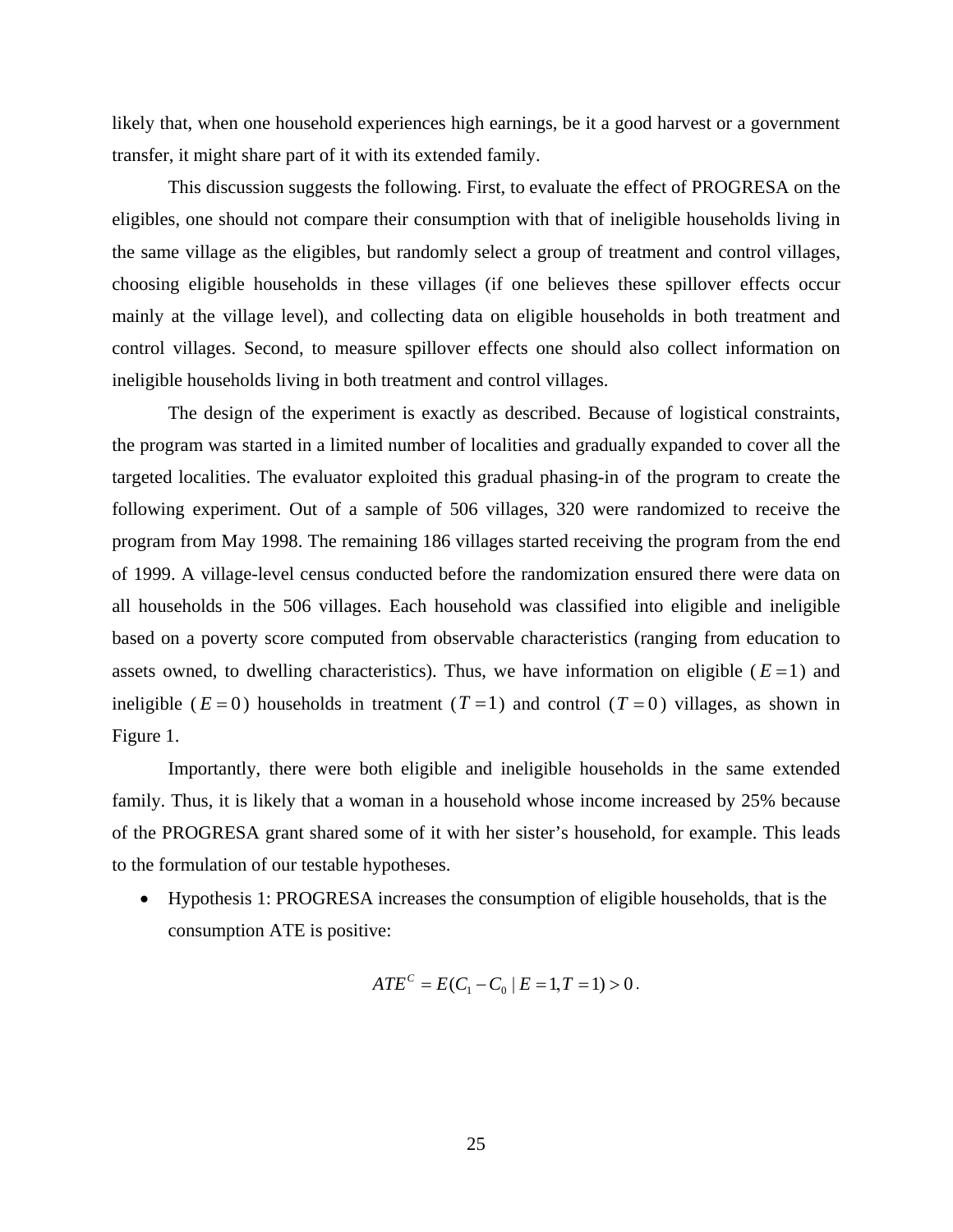likely that, when one household experiences high earnings, be it a good harvest or a government transfer, it might share part of it with its extended family.

This discussion suggests the following. First, to evaluate the effect of PROGRESA on the eligibles, one should not compare their consumption with that of ineligible households living in the same village as the eligibles, but randomly select a group of treatment and control villages, choosing eligible households in these villages (if one believes these spillover effects occur mainly at the village level), and collecting data on eligible households in both treatment and control villages. Second, to measure spillover effects one should also collect information on ineligible households living in both treatment and control villages.

The design of the experiment is exactly as described. Because of logistical constraints, the program was started in a limited number of localities and gradually expanded to cover all the targeted localities. The evaluator exploited this gradual phasing-in of the program to create the following experiment. Out of a sample of 506 villages, 320 were randomized to receive the program from May 1998. The remaining 186 villages started receiving the program from the end of 1999. A village-level census conducted before the randomization ensured there were data on all households in the 506 villages. Each household was classified into eligible and ineligible based on a poverty score computed from observable characteristics (ranging from education to assets owned, to dwelling characteristics). Thus, we have information on eligible ($E = 1$) and ineligible ($E = 0$) households in treatment ($T = 1$) and control ($T = 0$) villages, as shown in Figure 1.

Importantly, there were both eligible and ineligible households in the same extended family. Thus, it is likely that a woman in a household whose income increased by 25% because of the PROGRESA grant shared some of it with her sister's household, for example. This leads to the formulation of our testable hypotheses.

- Hypothesis 1: PROGRESA increases the consumption of eligible households, that is the consumption ATE is positive:

$$ATE^{C} = E(C_1 - C_0 \mid E = 1, T = 1) > 0 .$$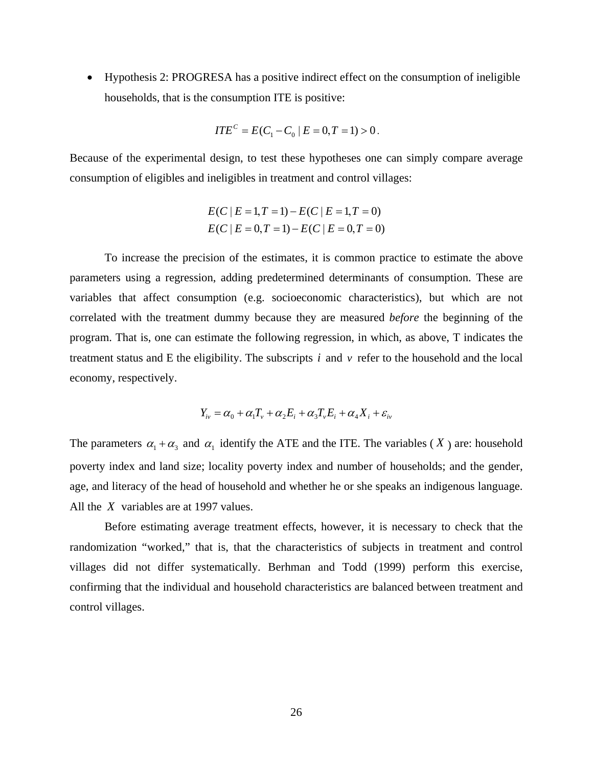- Hypothesis 2: PROGRESA has a positive indirect effect on the consumption of ineligible households, that is the consumption ITE is positive:

$$ITE^C = E(C_1 - C_0 \mid E = 0, T = 1) > 0 .$$

Because of the experimental design, to test these hypotheses one can simply compare average consumption of eligibles and ineligibles in treatment and control villages:

$$E(C \mid E = 1, T = 1) - E(C \mid E = 1, T = 0)$$
$$E(C \mid E = 0, T = 1) - E(C \mid E = 0, T = 0)$$

To increase the precision of the estimates, it is common practice to estimate the above parameters using a regression, adding predetermined determinants of consumption. These are variables that affect consumption (e.g. socioeconomic characteristics), but which are not correlated with the treatment dummy because they are measured *before* the beginning of the program. That is, one can estimate the following regression, in which, as above, T indicates the treatment status and E the eligibility. The subscripts $i$ and $v$ refer to the household and the local economy, respectively.

$$Y_{iv} = \alpha_0 + \alpha_1 T_v + \alpha_2 E_i + \alpha_3 T_v E_i + \alpha_4 X_i + \varepsilon_{iv}$$

The parameters $\alpha_1 + \alpha_3$ and $\alpha_1$ identify the ATE and the ITE. The variables ($X$) are: household poverty index and land size; locality poverty index and number of households; and the gender, age, and literacy of the head of household and whether he or she speaks an indigenous language. All the $X$ variables are at 1997 values.

Before estimating average treatment effects, however, it is necessary to check that the randomization "worked," that is, that the characteristics of subjects in treatment and control villages did not differ systematically. Berhman and Todd (1999) perform this exercise, confirming that the individual and household characteristics are balanced between treatment and control villages.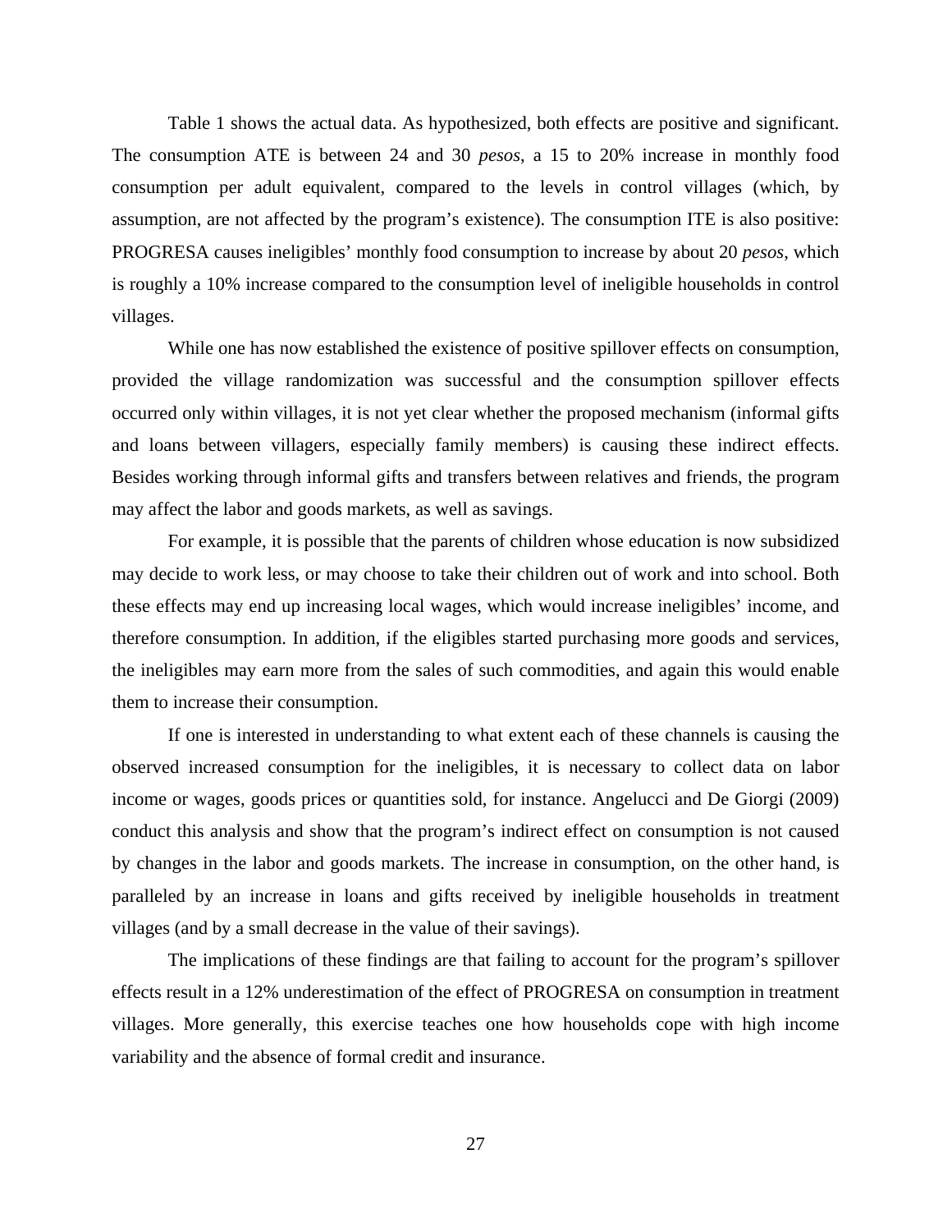Table 1 shows the actual data. As hypothesized, both effects are positive and significant. The consumption ATE is between 24 and 30 *pesos*, a 15 to 20% increase in monthly food consumption per adult equivalent, compared to the levels in control villages (which, by assumption, are not affected by the program's existence). The consumption ITE is also positive: PROGRESA causes ineligibles' monthly food consumption to increase by about 20 *pesos*, which is roughly a 10% increase compared to the consumption level of ineligible households in control villages.

While one has now established the existence of positive spillover effects on consumption, provided the village randomization was successful and the consumption spillover effects occurred only within villages, it is not yet clear whether the proposed mechanism (informal gifts and loans between villagers, especially family members) is causing these indirect effects. Besides working through informal gifts and transfers between relatives and friends, the program may affect the labor and goods markets, as well as savings.

For example, it is possible that the parents of children whose education is now subsidized may decide to work less, or may choose to take their children out of work and into school. Both these effects may end up increasing local wages, which would increase ineligibles' income, and therefore consumption. In addition, if the eligibles started purchasing more goods and services, the ineligibles may earn more from the sales of such commodities, and again this would enable them to increase their consumption.

If one is interested in understanding to what extent each of these channels is causing the observed increased consumption for the ineligibles, it is necessary to collect data on labor income or wages, goods prices or quantities sold, for instance. Angelucci and De Giorgi (2009) conduct this analysis and show that the program's indirect effect on consumption is not caused by changes in the labor and goods markets. The increase in consumption, on the other hand, is paralleled by an increase in loans and gifts received by ineligible households in treatment villages (and by a small decrease in the value of their savings).

The implications of these findings are that failing to account for the program's spillover effects result in a 12% underestimation of the effect of PROGRESA on consumption in treatment villages. More generally, this exercise teaches one how households cope with high income variability and the absence of formal credit and insurance.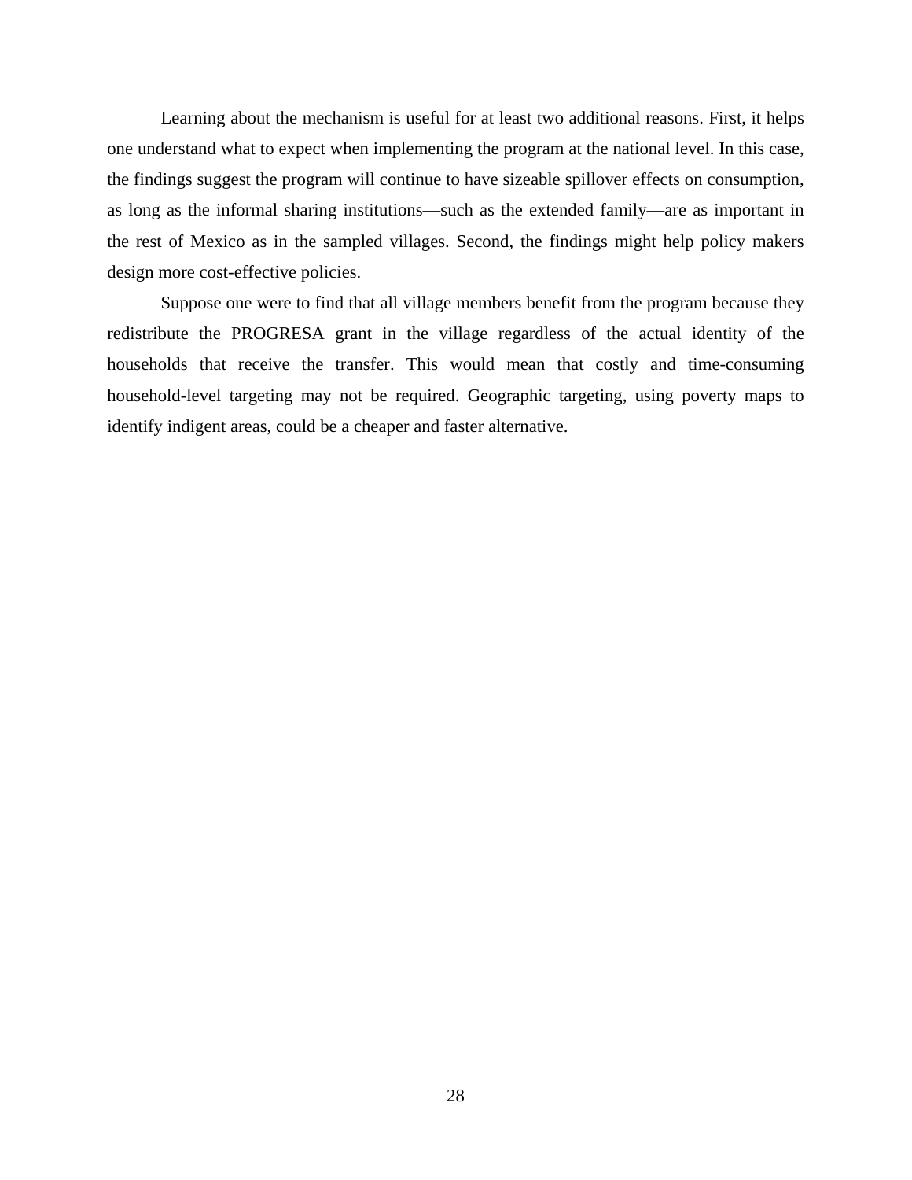Learning about the mechanism is useful for at least two additional reasons. First, it helps one understand what to expect when implementing the program at the national level. In this case, the findings suggest the program will continue to have sizeable spillover effects on consumption, as long as the informal sharing institutions—such as the extended family—are as important in the rest of Mexico as in the sampled villages. Second, the findings might help policy makers design more cost-effective policies.

Suppose one were to find that all village members benefit from the program because they redistribute the PROGRESA grant in the village regardless of the actual identity of the households that receive the transfer. This would mean that costly and time-consuming household-level targeting may not be required. Geographic targeting, using poverty maps to identify indigent areas, could be a cheaper and faster alternative.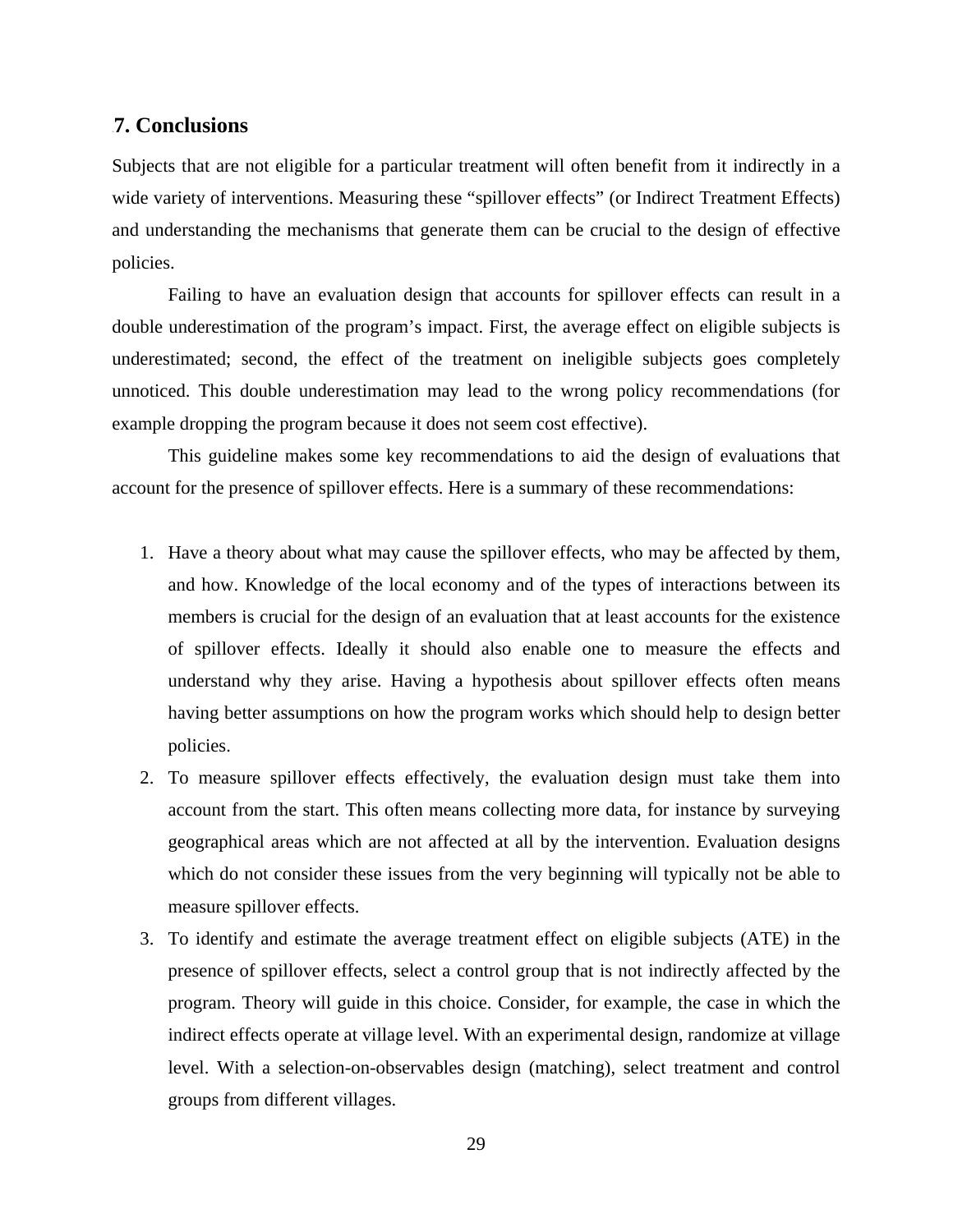## 7. Conclusions

Subjects that are not eligible for a particular treatment will often benefit from it indirectly in a wide variety of interventions. Measuring these “spillover effects” (or Indirect Treatment Effects) and understanding the mechanisms that generate them can be crucial to the design of effective policies.

Failing to have an evaluation design that accounts for spillover effects can result in a double underestimation of the program’s impact. First, the average effect on eligible subjects is underestimated; second, the effect of the treatment on ineligible subjects goes completely unnoticed. This double underestimation may lead to the wrong policy recommendations (for example dropping the program because it does not seem cost effective).

This guideline makes some key recommendations to aid the design of evaluations that account for the presence of spillover effects. Here is a summary of these recommendations:

1. Have a theory about what may cause the spillover effects, who may be affected by them, and how. Knowledge of the local economy and of the types of interactions between its members is crucial for the design of an evaluation that at least accounts for the existence of spillover effects. Ideally it should also enable one to measure the effects and understand why they arise. Having a hypothesis about spillover effects often means having better assumptions on how the program works which should help to design better policies.
2. To measure spillover effects effectively, the evaluation design must take them into account from the start. This often means collecting more data, for instance by surveying geographical areas which are not affected at all by the intervention. Evaluation designs which do not consider these issues from the very beginning will typically not be able to measure spillover effects.
3. To identify and estimate the average treatment effect on eligible subjects (ATE) in the presence of spillover effects, select a control group that is not indirectly affected by the program. Theory will guide in this choice. Consider, for example, the case in which the indirect effects operate at village level. With an experimental design, randomize at village level. With a selection-on-observables design (matching), select treatment and control groups from different villages.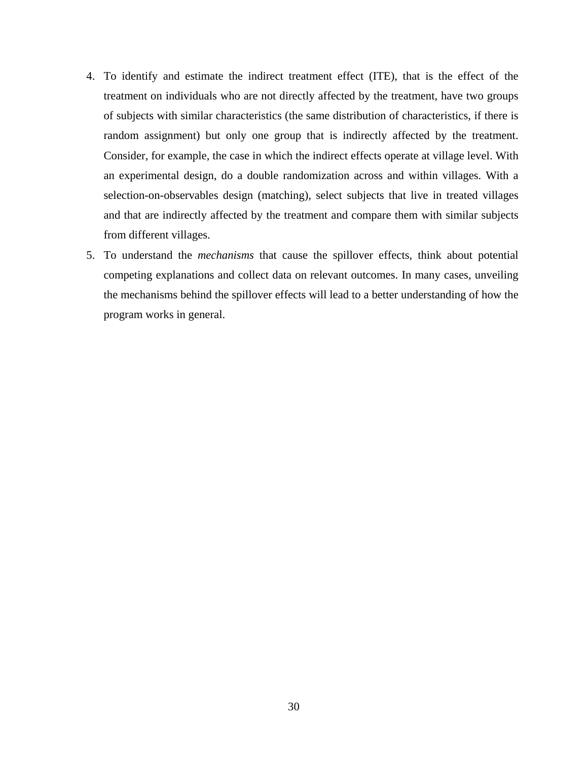4. To identify and estimate the indirect treatment effect (ITE), that is the effect of the treatment on individuals who are not directly affected by the treatment, have two groups of subjects with similar characteristics (the same distribution of characteristics, if there is random assignment) but only one group that is indirectly affected by the treatment. Consider, for example, the case in which the indirect effects operate at village level. With an experimental design, do a double randomization across and within villages. With a selection-on-observables design (matching), select subjects that live in treated villages and that are indirectly affected by the treatment and compare them with similar subjects from different villages.
5. To understand the *mechanisms* that cause the spillover effects, think about potential competing explanations and collect data on relevant outcomes. In many cases, unveiling the mechanisms behind the spillover effects will lead to a better understanding of how the program works in general.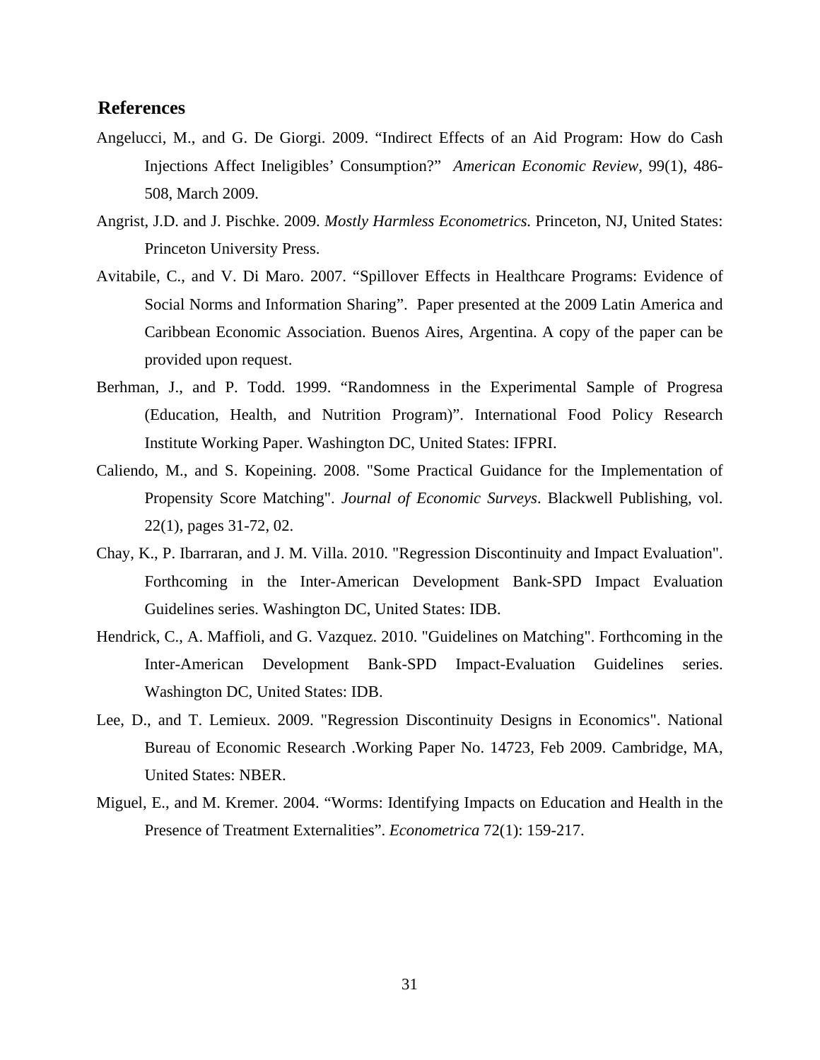## References

Angelucci, M., and G. De Giorgi. 2009. "Indirect Effects of an Aid Program: How do Cash Injections Affect Ineligibles' Consumption?" *American Economic Review*, 99(1), 486-508, March 2009.

Angrist, J.D. and J. Pischke. 2009. *Mostly Harmless Econometrics.* Princeton, NJ, United States: Princeton University Press.

Avitabile, C., and V. Di Maro. 2007. "Spillover Effects in Healthcare Programs: Evidence of Social Norms and Information Sharing". Paper presented at the 2009 Latin America and Caribbean Economic Association. Buenos Aires, Argentina. A copy of the paper can be provided upon request.

Berhman, J., and P. Todd. 1999. "Randomness in the Experimental Sample of Progresa (Education, Health, and Nutrition Program)". International Food Policy Research Institute Working Paper. Washington DC, United States: IFPRI.

Caliendo, M., and S. Kopeining. 2008. "Some Practical Guidance for the Implementation of Propensity Score Matching". *Journal of Economic Surveys*. Blackwell Publishing, vol. 22(1), pages 31-72, 02.

Chay, K., P. Ibarraran, and J. M. Villa. 2010. "Regression Discontinuity and Impact Evaluation". Forthcoming in the Inter-American Development Bank-SPD Impact Evaluation Guidelines series. Washington DC, United States: IDB.

Hendrick, C., A. Maffioli, and G. Vazquez. 2010. "Guidelines on Matching". Forthcoming in the Inter-American Development Bank-SPD Impact-Evaluation Guidelines series. Washington DC, United States: IDB.

Lee, D., and T. Lemieux. 2009. "Regression Discontinuity Designs in Economics". National Bureau of Economic Research .Working Paper No. 14723, Feb 2009. Cambridge, MA, United States: NBER.

Miguel, E., and M. Kremer. 2004. "Worms: Identifying Impacts on Education and Health in the Presence of Treatment Externalities". *Econometrica* 72(1): 159-217.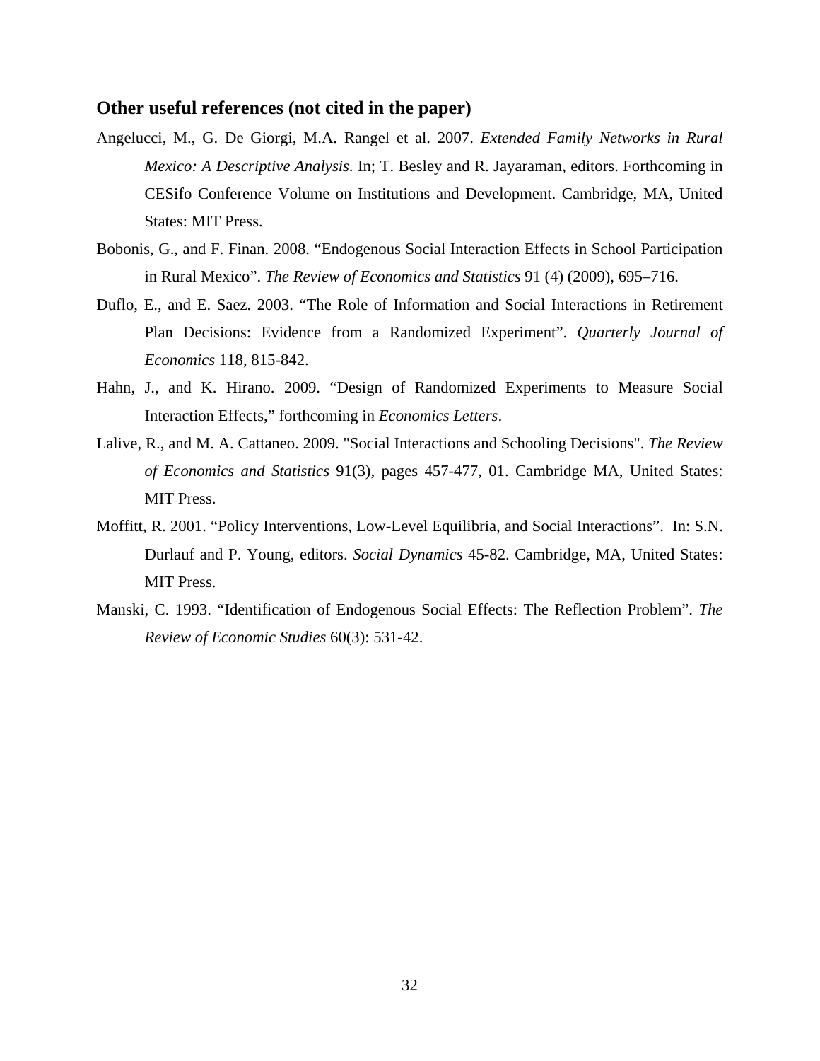## Other useful references (not cited in the paper)

Angelucci, M., G. De Giorgi, M.A. Rangel et al. 2007. *Extended Family Networks in Rural Mexico: A Descriptive Analysis*. In; T. Besley and R. Jayaraman, editors. Forthcoming in CESifo Conference Volume on Institutions and Development. Cambridge, MA, United States: MIT Press.

Bobonis, G., and F. Finan. 2008. “Endogenous Social Interaction Effects in School Participation in Rural Mexico”. *The Review of Economics and Statistics* 91 (4) (2009), 695–716.

Duflo, E., and E. Saez. 2003. “The Role of Information and Social Interactions in Retirement Plan Decisions: Evidence from a Randomized Experiment”. *Quarterly Journal of Economics* 118, 815-842.

Hahn, J., and K. Hirano. 2009. “Design of Randomized Experiments to Measure Social Interaction Effects,” forthcoming in *Economics Letters*.

Lalive, R., and M. A. Cattaneo. 2009. "Social Interactions and Schooling Decisions". *The Review of Economics and Statistics* 91(3), pages 457-477, 01. Cambridge MA, United States: MIT Press.

Moffitt, R. 2001. “Policy Interventions, Low-Level Equilibria, and Social Interactions”. In: S.N. Durlauf and P. Young, editors. *Social Dynamics* 45-82. Cambridge, MA, United States: MIT Press.

Manski, C. 1993. “Identification of Endogenous Social Effects: The Reflection Problem”. *The Review of Economic Studies* 60(3): 531-42.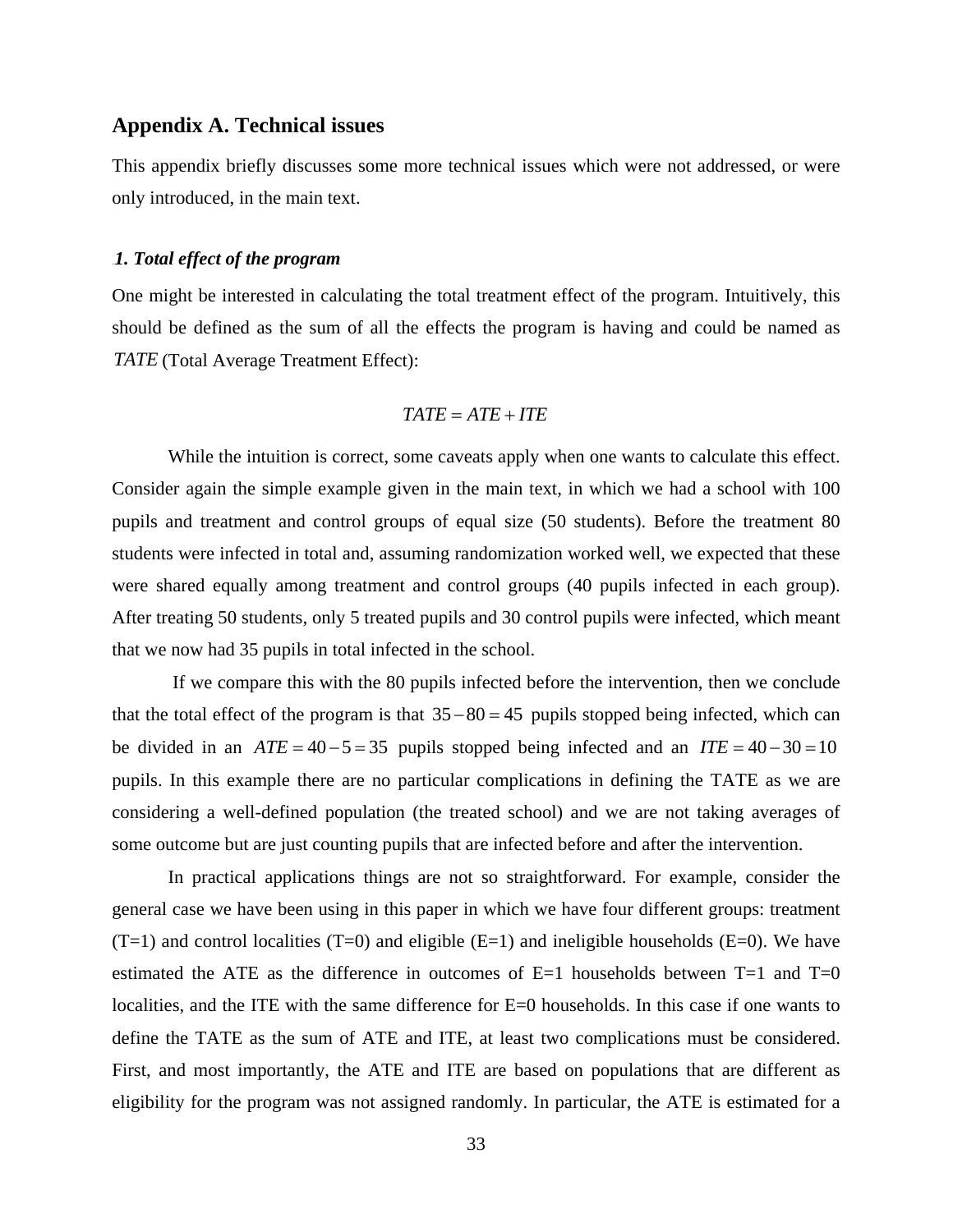## Appendix A. Technical issues

This appendix briefly discusses some more technical issues which were not addressed, or were only introduced, in the main text.

### *1. Total effect of the program*

One might be interested in calculating the total treatment effect of the program. Intuitively, this should be defined as the sum of all the effects the program is having and could be named as $TATE$ (Total Average Treatment Effect):

$$TATE = ATE + ITE$$

While the intuition is correct, some caveats apply when one wants to calculate this effect. Consider again the simple example given in the main text, in which we had a school with 100 pupils and treatment and control groups of equal size (50 students). Before the treatment 80 students were infected in total and, assuming randomization worked well, we expected that these were shared equally among treatment and control groups (40 pupils infected in each group). After treating 50 students, only 5 treated pupils and 30 control pupils were infected, which meant that we now had 35 pupils in total infected in the school.

If we compare this with the 80 pupils infected before the intervention, then we conclude that the total effect of the program is that $35 - 80 = 45$ pupils stopped being infected, which can be divided in an $ATE = 40 - 5 = 35$ pupils stopped being infected and an $ITE = 40 - 30 = 10$ pupils. In this example there are no particular complications in defining the TATE as we are considering a well-defined population (the treated school) and we are not taking averages of some outcome but are just counting pupils that are infected before and after the intervention.

In practical applications things are not so straightforward. For example, consider the general case we have been using in this paper in which we have four different groups: treatment (T=1) and control localities (T=0) and eligible (E=1) and ineligible households (E=0). We have estimated the ATE as the difference in outcomes of E=1 households between T=1 and T=0 localities, and the ITE with the same difference for E=0 households. In this case if one wants to define the TATE as the sum of ATE and ITE, at least two complications must be considered. First, and most importantly, the ATE and ITE are based on populations that are different as eligibility for the program was not assigned randomly. In particular, the ATE is estimated for a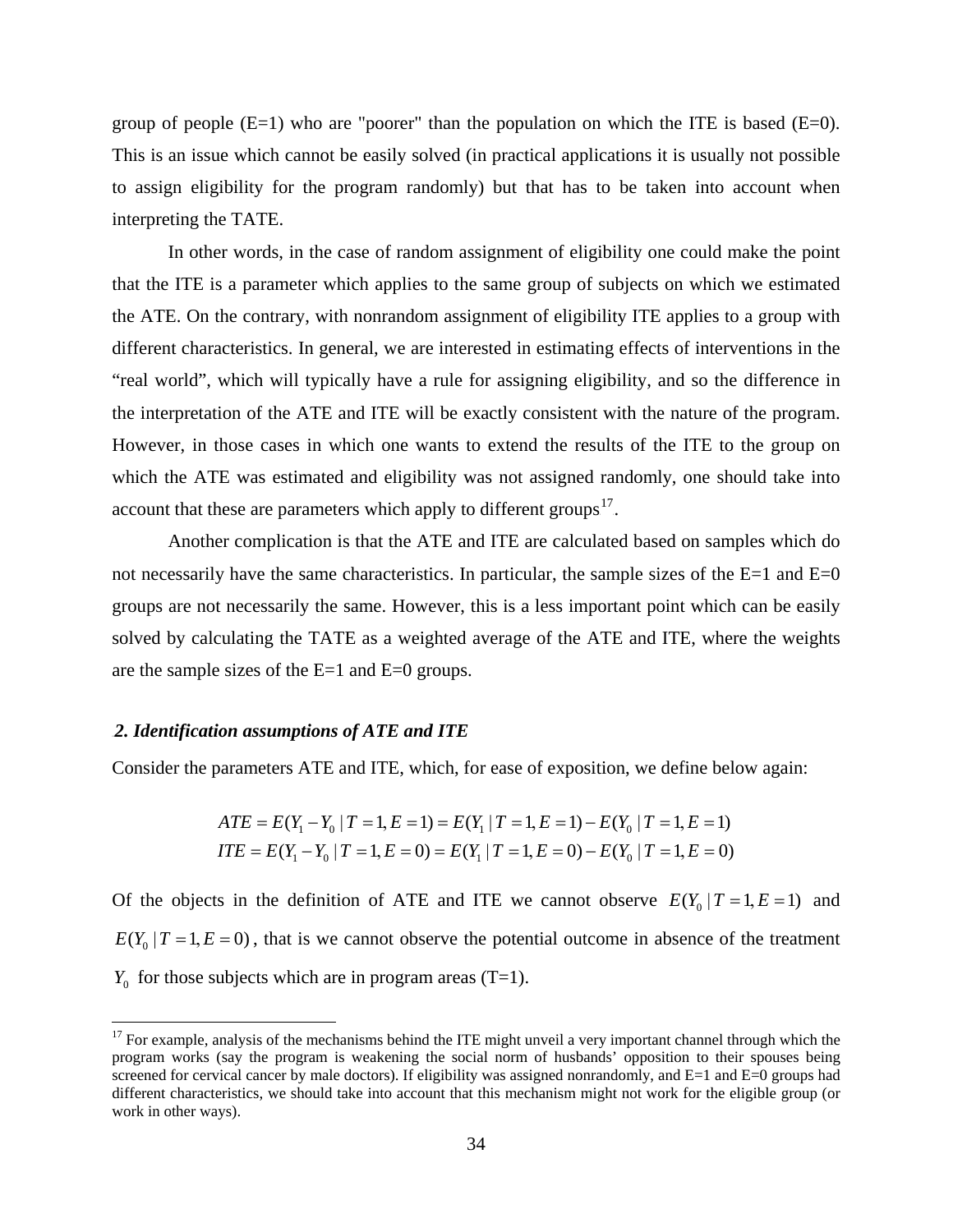group of people (E=1) who are "poorer" than the population on which the ITE is based (E=0). This is an issue which cannot be easily solved (in practical applications it is usually not possible to assign eligibility for the program randomly) but that has to be taken into account when interpreting the TATE.

In other words, in the case of random assignment of eligibility one could make the point that the ITE is a parameter which applies to the same group of subjects on which we estimated the ATE. On the contrary, with nonrandom assignment of eligibility ITE applies to a group with different characteristics. In general, we are interested in estimating effects of interventions in the "real world", which will typically have a rule for assigning eligibility, and so the difference in the interpretation of the ATE and ITE will be exactly consistent with the nature of the program. However, in those cases in which one wants to extend the results of the ITE to the group on which the ATE was estimated and eligibility was not assigned randomly, one should take into account that these are parameters which apply to different groups[17].

Another complication is that the ATE and ITE are calculated based on samples which do not necessarily have the same characteristics. In particular, the sample sizes of the E=1 and E=0 groups are not necessarily the same. However, this is a less important point which can be easily solved by calculating the TATE as a weighted average of the ATE and ITE, where the weights are the sample sizes of the E=1 and E=0 groups.

### *2. Identification assumptions of ATE and ITE*

Consider the parameters ATE and ITE, which, for ease of exposition, we define below again:

$$
\begin{aligned}
ATE &= E(Y_1 - Y_0 \mid T=1, E=1) = E(Y_1 \mid T=1, E=1) - E(Y_0 \mid T=1, E=1) \\
ITE &= E(Y_1 - Y_0 \mid T=1, E=0) = E(Y_1 \mid T=1, E=0) - E(Y_0 \mid T=1, E=0)
\end{aligned}
$$

Of the objects in the definition of ATE and ITE we cannot observe $E(Y_0 \mid T=1, E=1)$ and $E(Y_0 \mid T=1, E=0)$, that is we cannot observe the potential outcome in absence of the treatment $Y_0$ for those subjects which are in program areas (T=1).

[17] For example, analysis of the mechanisms behind the ITE might unveil a very important channel through which the program works (say the program is weakening the social norm of husbands' opposition to their spouses being screened for cervical cancer by male doctors). If eligibility was assigned nonrandomly, and E=1 and E=0 groups had different characteristics, we should take into account that this mechanism might not work for the eligible group (or work in other ways).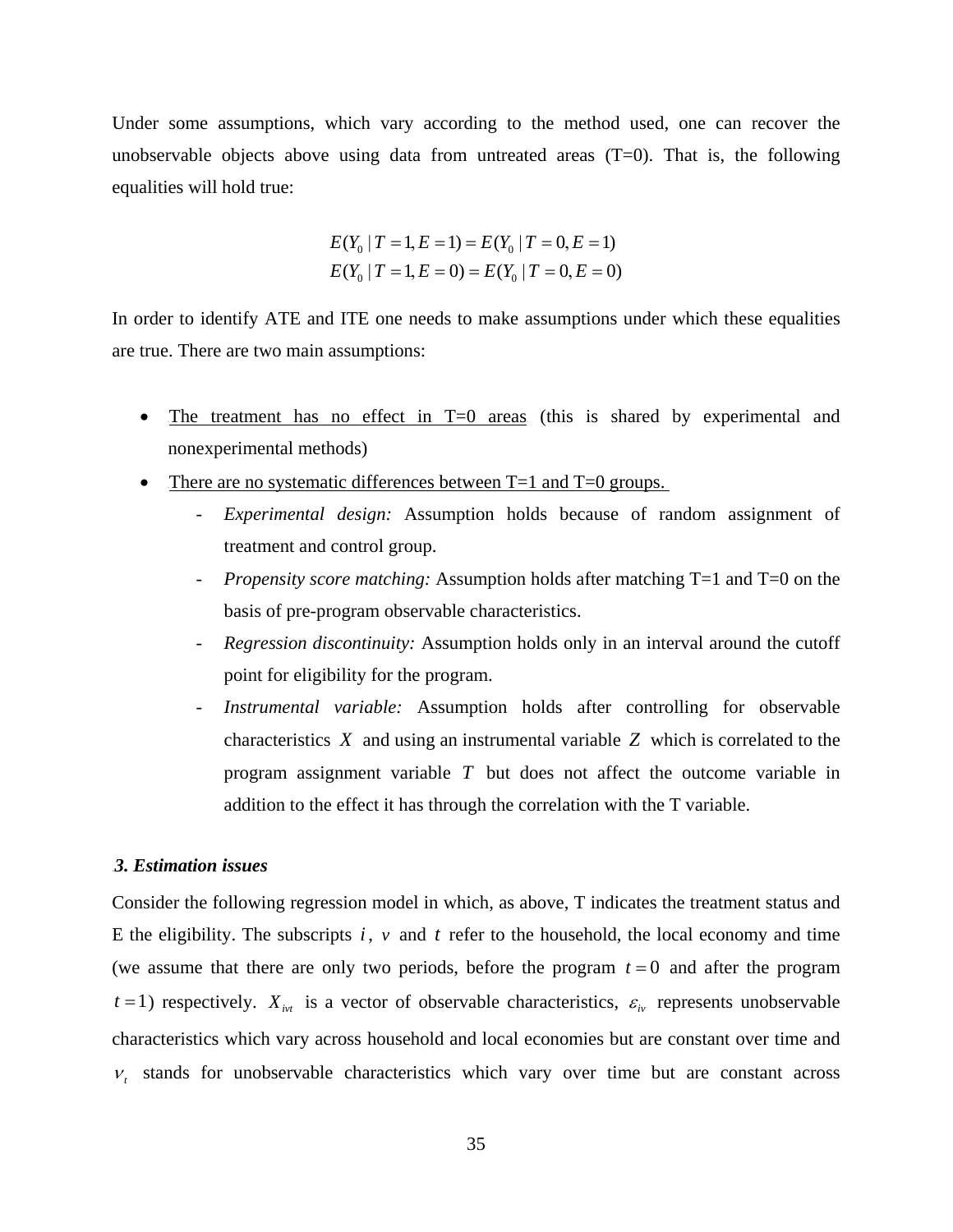Under some assumptions, which vary according to the method used, one can recover the unobservable objects above using data from untreated areas (T=0). That is, the following equalities will hold true:

$$E(Y_0 \mid T = 1, E = 1) = E(Y_0 \mid T = 0, E = 1)$$
$$E(Y_0 \mid T = 1, E = 0) = E(Y_0 \mid T = 0, E = 0)$$

In order to identify ATE and ITE one needs to make assumptions under which these equalities are true. There are two main assumptions:

- The treatment has no effect in T=0 areas (this is shared by experimental and nonexperimental methods)
- There are no systematic differences between T=1 and T=0 groups.
  - *Experimental design:* Assumption holds because of random assignment of treatment and control group.
  - *Propensity score matching:* Assumption holds after matching T=1 and T=0 on the basis of pre-program observable characteristics.
  - *Regression discontinuity:* Assumption holds only in an interval around the cutoff point for eligibility for the program.
  - *Instrumental variable:* Assumption holds after controlling for observable characteristics $X$ and using an instrumental variable $Z$ which is correlated to the program assignment variable $T$ but does not affect the outcome variable in addition to the effect it has through the correlation with the T variable.

### 3. Estimation issues

Consider the following regression model in which, as above, T indicates the treatment status and E the eligibility. The subscripts $i$, $v$ and $t$ refer to the household, the local economy and time (we assume that there are only two periods, before the program $t = 0$ and after the program $t = 1$) respectively. $X_{ivt}$ is a vector of observable characteristics, $\varepsilon_{iv}$ represents unobservable characteristics which vary across household and local economies but are constant over time and $\nu_t$ stands for unobservable characteristics which vary over time but are constant across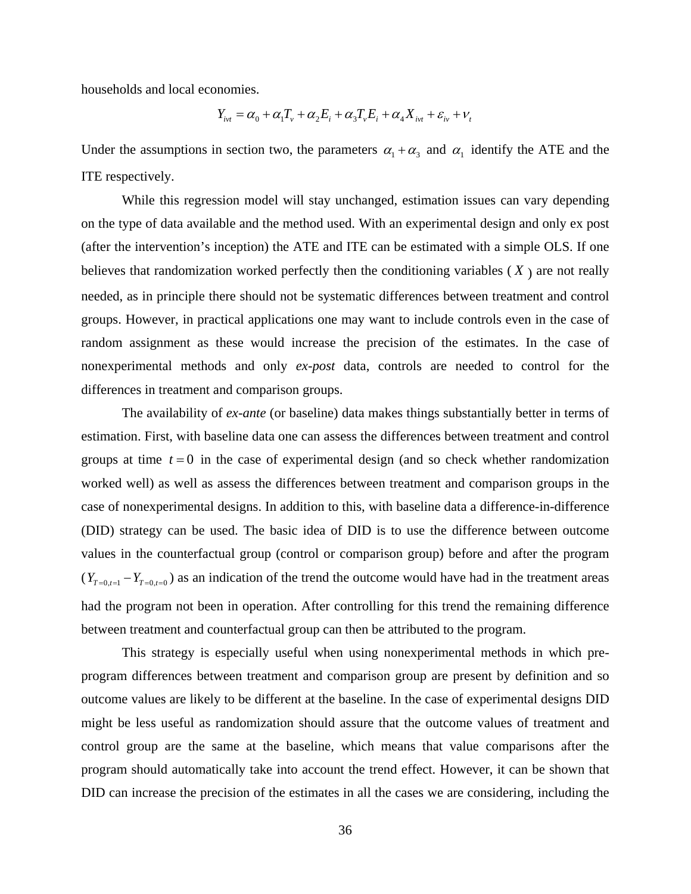households and local economies.

$$Y_{ivt} = \alpha_0 + \alpha_1 T_v + \alpha_2 E_i + \alpha_3 T_v E_i + \alpha_4 X_{ivt} + \varepsilon_{iv} + \nu_t$$

Under the assumptions in section two, the parameters $\alpha_1 + \alpha_3$ and $\alpha_1$ identify the ATE and the ITE respectively.

While this regression model will stay unchanged, estimation issues can vary depending on the type of data available and the method used. With an experimental design and only ex post (after the intervention's inception) the ATE and ITE can be estimated with a simple OLS. If one believes that randomization worked perfectly then the conditioning variables ($X$) are not really needed, as in principle there should not be systematic differences between treatment and control groups. However, in practical applications one may want to include controls even in the case of random assignment as these would increase the precision of the estimates. In the case of nonexperimental methods and only *ex-post* data, controls are needed to control for the differences in treatment and comparison groups.

The availability of *ex-ante* (or baseline) data makes things substantially better in terms of estimation. First, with baseline data one can assess the differences between treatment and control groups at time $t = 0$ in the case of experimental design (and so check whether randomization worked well) as well as assess the differences between treatment and comparison groups in the case of nonexperimental designs. In addition to this, with baseline data a difference-in-difference (DID) strategy can be used. The basic idea of DID is to use the difference between outcome values in the counterfactual group (control or comparison group) before and after the program ($Y_{T=0,t=1} - Y_{T=0,t=0}$) as an indication of the trend the outcome would have had in the treatment areas had the program not been in operation. After controlling for this trend the remaining difference between treatment and counterfactual group can then be attributed to the program.

This strategy is especially useful when using nonexperimental methods in which pre-program differences between treatment and comparison group are present by definition and so outcome values are likely to be different at the baseline. In the case of experimental designs DID might be less useful as randomization should assure that the outcome values of treatment and control group are the same at the baseline, which means that value comparisons after the program should automatically take into account the trend effect. However, it can be shown that DID can increase the precision of the estimates in all the cases we are considering, including the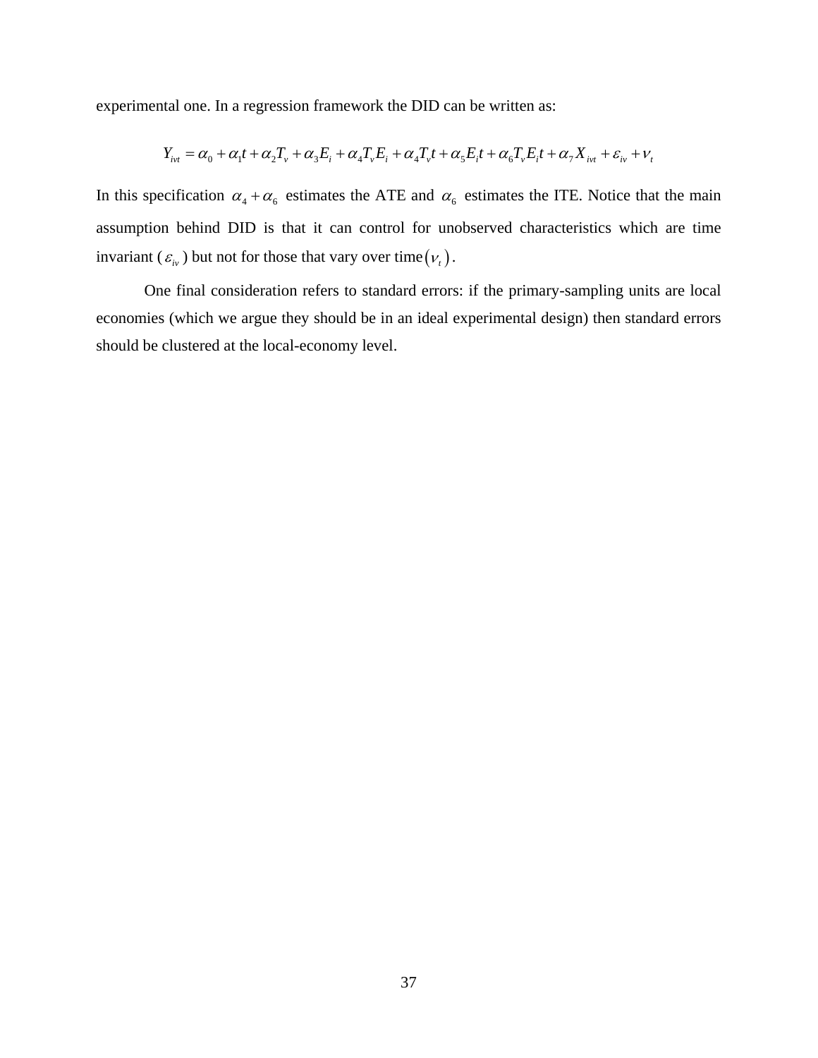experimental one. In a regression framework the DID can be written as:

$$Y_{ivt} = \alpha_0 + \alpha_1 t + \alpha_2 T_v + \alpha_3 E_i + \alpha_4 T_v E_i + \alpha_4 T_v t + \alpha_5 E_i t + \alpha_6 T_v E_i t + \alpha_7 X_{ivt} + \varepsilon_{iv} + \nu_t$$

In this specification $\alpha_4 + \alpha_6$ estimates the ATE and $\alpha_6$ estimates the ITE. Notice that the main assumption behind DID is that it can control for unobserved characteristics which are time invariant ($\varepsilon_{iv}$) but not for those that vary over time$(\nu_t)$.

One final consideration refers to standard errors: if the primary-sampling units are local economies (which we argue they should be in an ideal experimental design) then standard errors should be clustered at the local-economy level.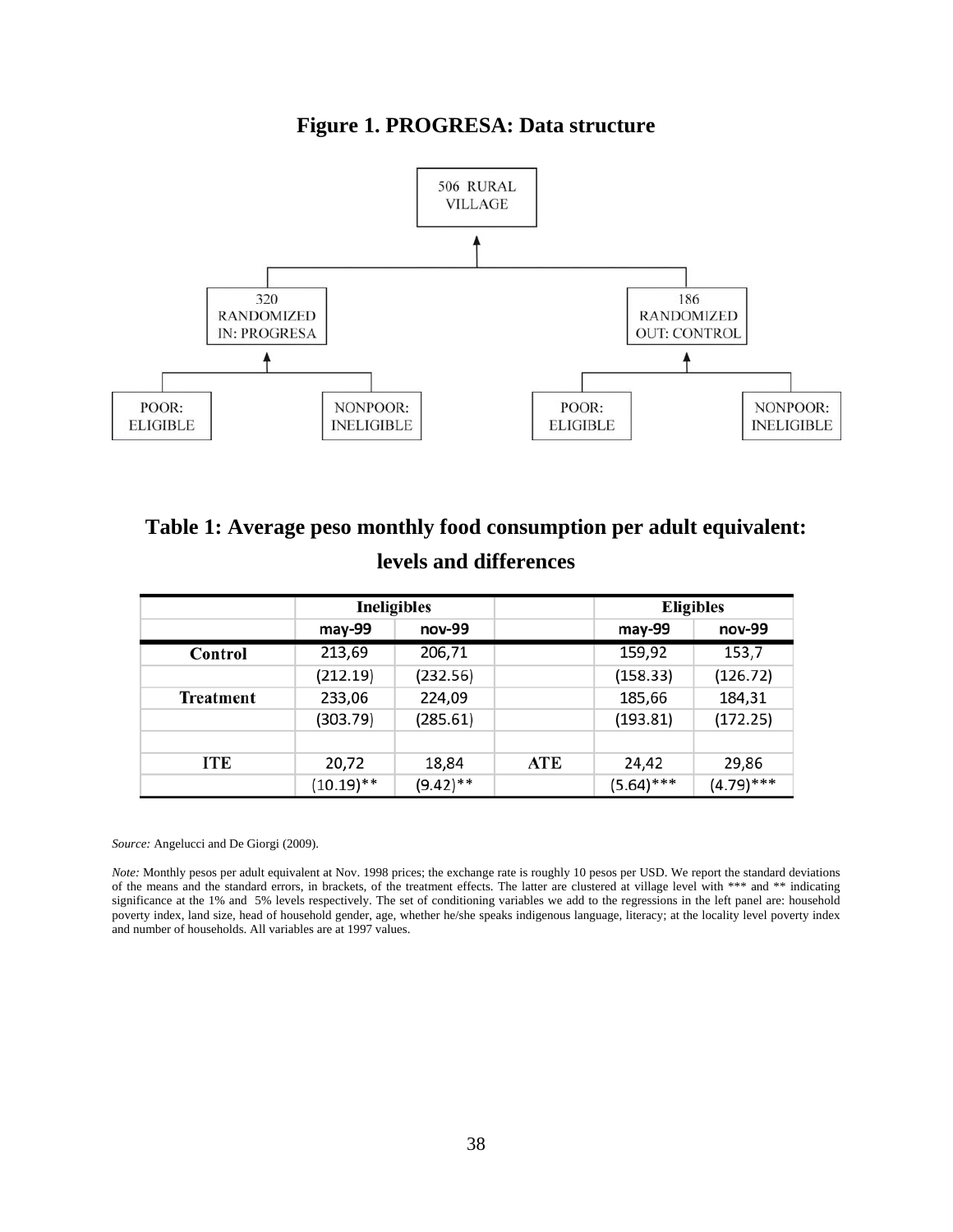**Figure 1. PROGRESA: Data structure**

506 RURAL VILLAGE

320 RANDOMIZED IN: PROGRESA

186 RANDOMIZED OUT: CONTROL

POOR: ELIGIBLE

NONPOOR: INELIGIBLE

POOR: ELIGIBLE

NONPOOR: INELIGIBLE

**Table 1: Average peso monthly food consumption per adult equivalent: levels and differences**

| | Ineligibles | | | Eligibles | |
|---|---|---|---|---|---|
| | may-99 | nov-99 | | may-99 | nov-99 |
| **Control** | 213,69 | 206,71 | | 159,92 | 153,7 |
| | (212.19) | (232.56) | | (158.33) | (126.72) |
| **Treatment** | 233,06 | 224,09 | | 185,66 | 184,31 |
| | (303.79) | (285.61) | | (193.81) | (172.25) |
| | | | | | |
| **ITE** | 20,72 | 18,84 | **ATE** | 24,42 | 29,86 |
| | (10.19)** | (9.42)** | | (5.64)*** | (4.79)*** |

*Source:* Angelucci and De Giorgi (2009).

*Note:* Monthly pesos per adult equivalent at Nov. 1998 prices; the exchange rate is roughly 10 pesos per USD. We report the standard deviations of the means and the standard errors, in brackets, of the treatment effects. The latter are clustered at village level with *** and ** indicating significance at the 1% and 5% levels respectively. The set of conditioning variables we add to the regressions in the left panel are: household poverty index, land size, head of household gender, age, whether he/she speaks indigenous language, literacy; at the locality level poverty index and number of households. All variables are at 1997 values.